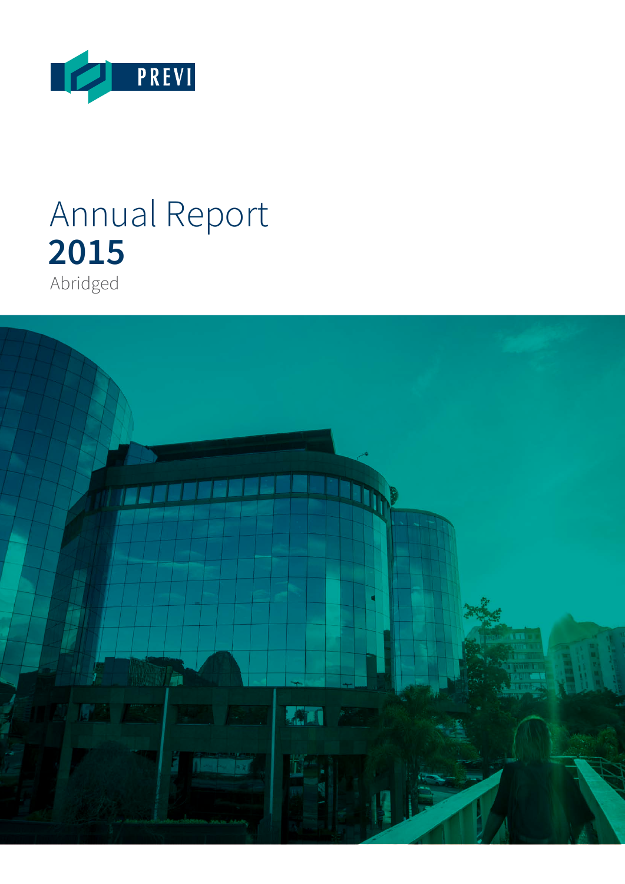PREVI

# Annual Report
**2015**
Abridged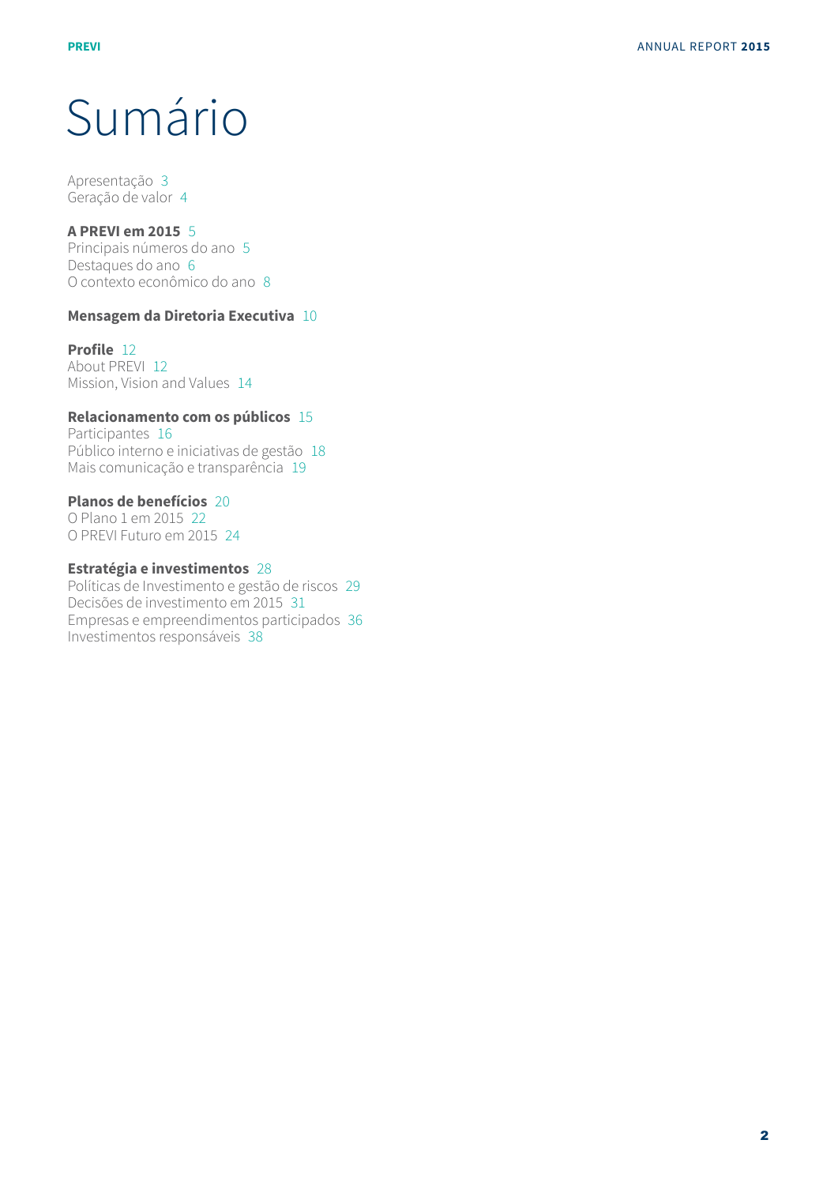# Sumário

Apresentação 3
Geração de valor 4

**A PREVI em 2015** 5
Principais números do ano 5
Destaques do ano 6
O contexto econômico do ano 8

**Mensagem da Diretoria Executiva** 10

**Profile** 12
About PREVI 12
Mission, Vision and Values 14

**Relacionamento com os públicos** 15
Participantes 16
Público interno e iniciativas de gestão 18
Mais comunicação e transparência 19

**Planos de benefícios** 20
O Plano 1 em 2015 22
O PREVI Futuro em 2015 24

**Estratégia e investimentos** 28
Políticas de Investimento e gestão de riscos 29
Decisões de investimento em 2015 31
Empresas e empreendimentos participados 36
Investimentos responsáveis 38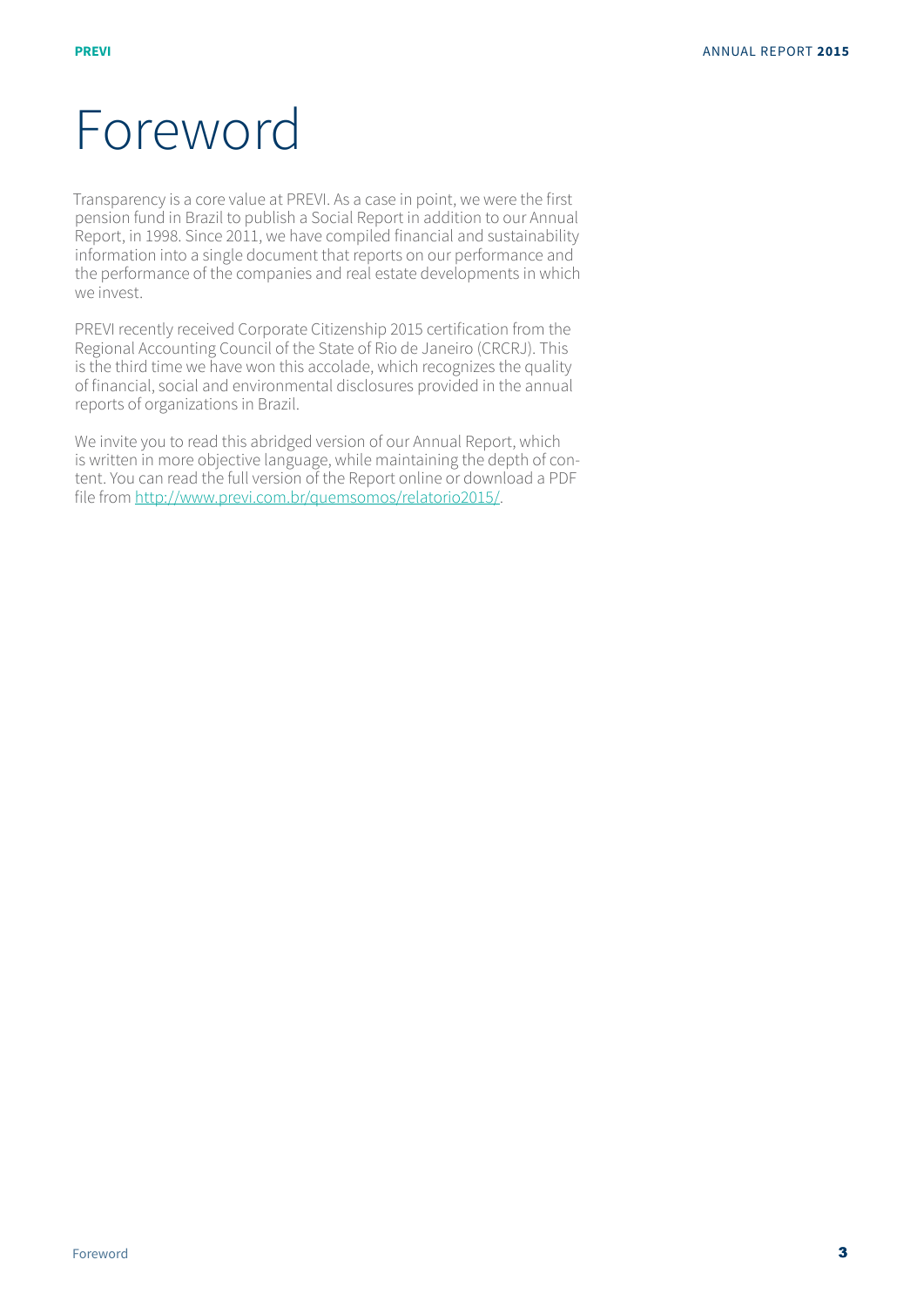# Foreword

Transparency is a core value at PREVI. As a case in point, we were the first pension fund in Brazil to publish a Social Report in addition to our Annual Report, in 1998. Since 2011, we have compiled financial and sustainability information into a single document that reports on our performance and the performance of the companies and real estate developments in which we invest.

PREVI recently received Corporate Citizenship 2015 certification from the Regional Accounting Council of the State of Rio de Janeiro (CRCRJ). This is the third time we have won this accolade, which recognizes the quality of financial, social and environmental disclosures provided in the annual reports of organizations in Brazil.

We invite you to read this abridged version of our Annual Report, which is written in more objective language, while maintaining the depth of content. You can read the full version of the Report online or download a PDF file from [http://www.previ.com.br/quemsomos/relatorio2015/](http://www.previ.com.br/quemsomos/relatorio2015/).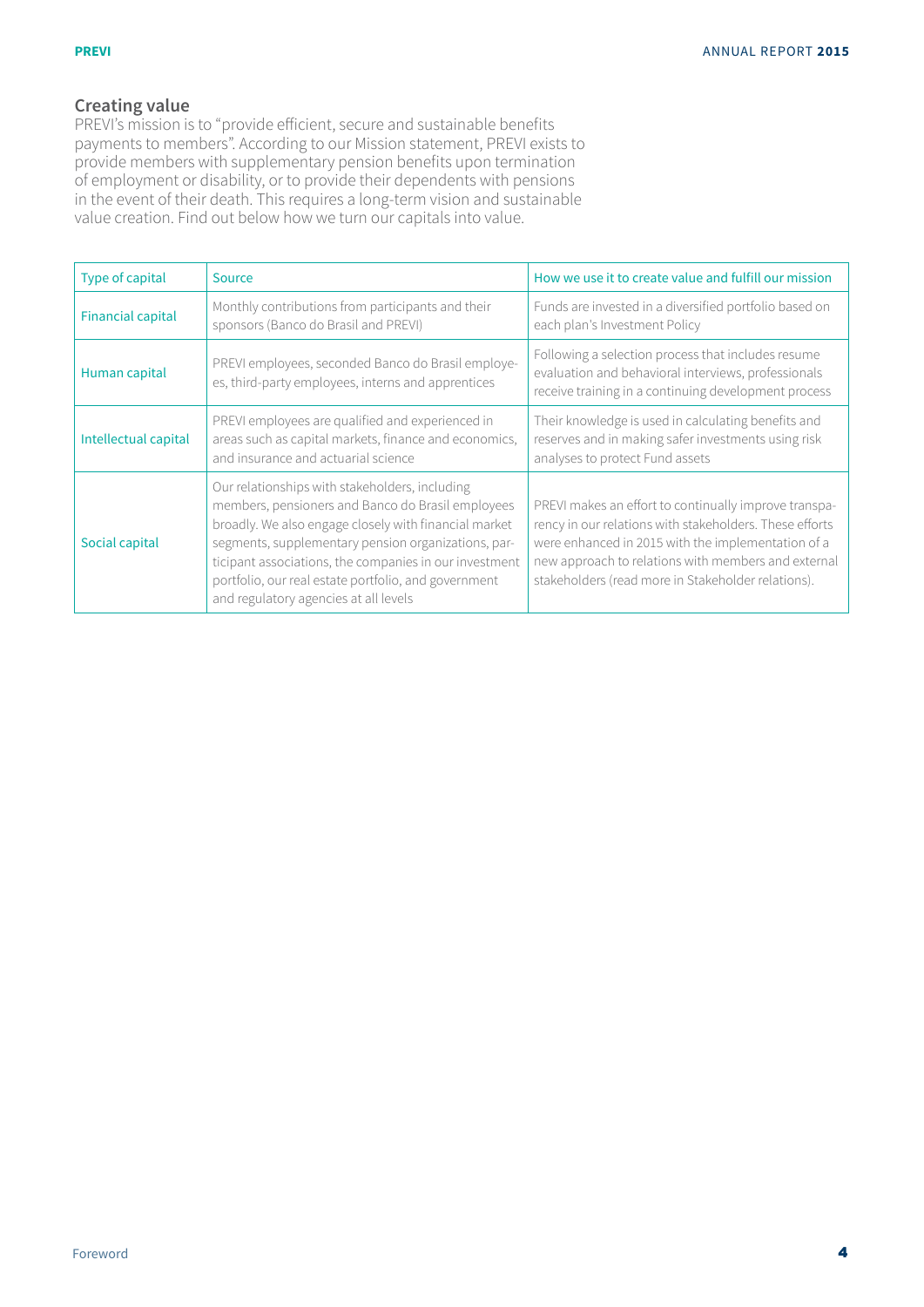## Creating value

PREVI's mission is to "provide efficient, secure and sustainable benefits payments to members". According to our Mission statement, PREVI exists to provide members with supplementary pension benefits upon termination of employment or disability, or to provide their dependents with pensions in the event of their death. This requires a long-term vision and sustainable value creation. Find out below how we turn our capitals into value.

| Type of capital | Source | How we use it to create value and fulfill our mission |
|---|---|---|
| Financial capital | Monthly contributions from participants and their sponsors (Banco do Brasil and PREVI) | Funds are invested in a diversified portfolio based on each plan's Investment Policy |
| Human capital | PREVI employees, seconded Banco do Brasil employees, third-party employees, interns and apprentices | Following a selection process that includes resume evaluation and behavioral interviews, professionals receive training in a continuing development process |
| Intellectual capital | PREVI employees are qualified and experienced in areas such as capital markets, finance and economics, and insurance and actuarial science | Their knowledge is used in calculating benefits and reserves and in making safer investments using risk analyses to protect Fund assets |
| Social capital | Our relationships with stakeholders, including members, pensioners and Banco do Brasil employees broadly. We also engage closely with financial market segments, supplementary pension organizations, participant associations, the companies in our investment portfolio, our real estate portfolio, and government and regulatory agencies at all levels | PREVI makes an effort to continually improve transparency in our relations with stakeholders. These efforts were enhanced in 2015 with the implementation of a new approach to relations with members and external stakeholders (read more in Stakeholder relations). |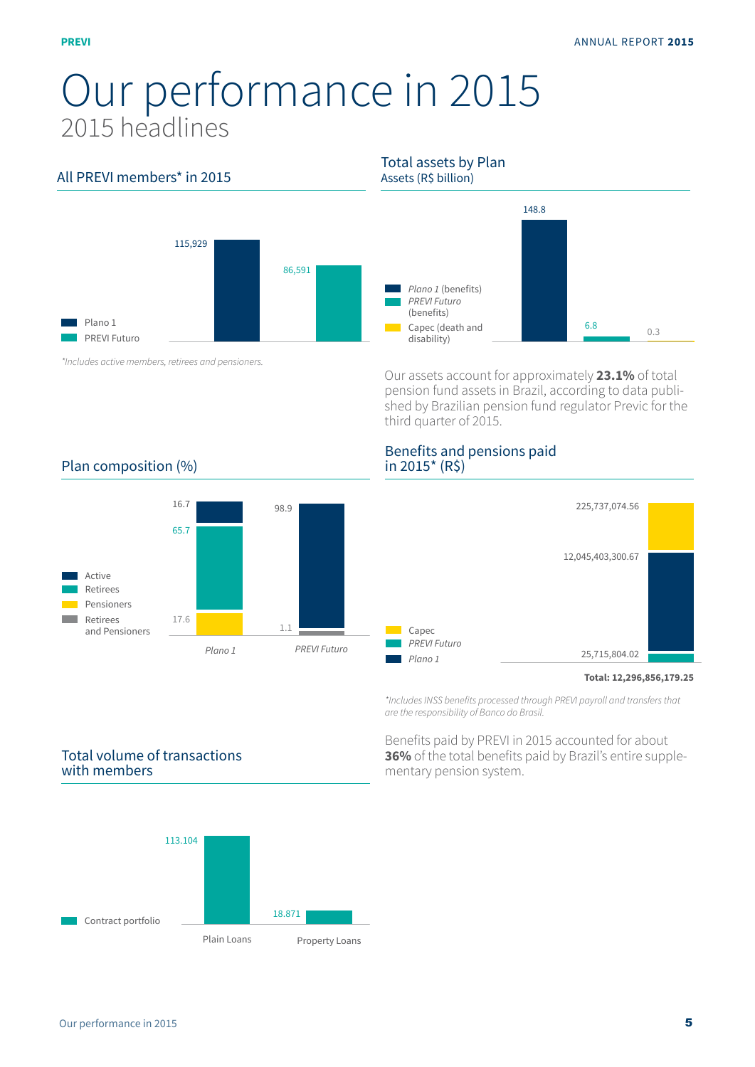# Our performance in 2015

## 2015 headlines

### All PREVI members* in 2015

| | Members |
|---|---|
| Plano 1 | 115,929 |
| PREVI Futuro | 86,591 |

*Includes active members, retirees and pensioners.

### Total assets by Plan

Assets (R$ billion)

| Plan | Assets |
|---|---|
| *Plano 1* (benefits) | 148.8 |
| *PREVI Futuro* (benefits) | 6.8 |
| Capec (death and disability) | 0.3 |

Our assets account for approximately **23.1%** of total pension fund assets in Brazil, according to data published by Brazilian pension fund regulator Previc for the third quarter of 2015.

### Plan composition (%)

| | *Plano 1* | *PREVI Futuro* |
|---|---|---|
| Active | 16.7 | 98.9 |
| Retirees | 65.7 | |
| Pensioners | 17.6 | |
| Retirees and Pensioners | | 1.1 |

### Benefits and pensions paid in 2015* (R$)

| Plan | Amount |
|---|---|
| Capec | 225,737,074.56 |
| *Plano 1* | 12,045,403,300.67 |
| *PREVI Futuro* | 25,715,804.02 |
| **Total** | **12,296,856,179.25** |

*Includes INSS benefits processed through PREVI payroll and transfers that are the responsibility of Banco do Brasil.

Benefits paid by PREVI in 2015 accounted for about **36%** of the total benefits paid by Brazil's entire supplementary pension system.

### Total volume of transactions with members

| | Contract portfolio |
|---|---|
| Plain Loans | 113.104 |
| Property Loans | 18.871 |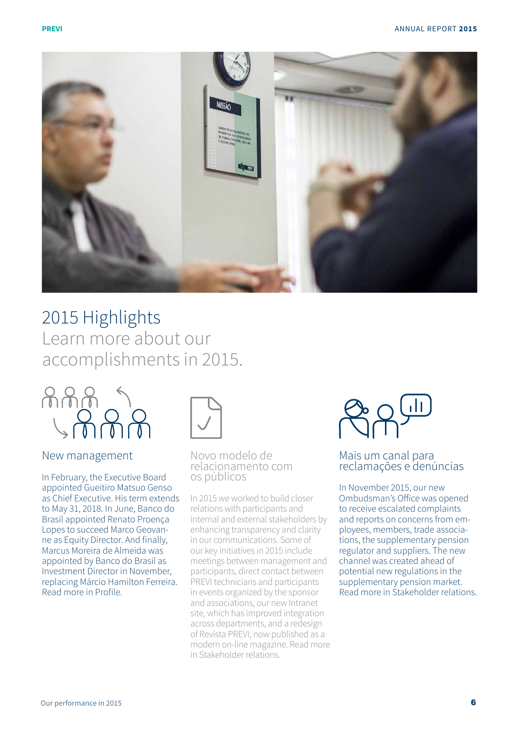# 2015 Highlights

Learn more about our accomplishments in 2015.

### New management

In February, the Executive Board appointed Gueitiro Matsuo Genso as Chief Executive. His term extends to May 31, 2018. In June, Banco do Brasil appointed Renato Proença Lopes to succeed Marco Geovanne as Equity Director. And finally, Marcus Moreira de Almeida was appointed by Banco do Brasil as Investment Director in November, replacing Márcio Hamilton Ferreira. Read more in Profile.

### Novo modelo de relacionamento com os públicos

In 2015 we worked to build closer relations with participants and internal and external stakeholders by enhancing transparency and clarity in our communications. Some of our key initiatives in 2015 include meetings between management and participants, direct contact between PREVI technicians and participants in events organized by the sponsor and associations, our new Intranet site, which has improved integration across departments, and a redesign of Revista PREVI, now published as a modern on-line magazine. Read more in Stakeholder relations.

### Mais um canal para reclamações e denúncias

In November 2015, our new Ombudsman's Office was opened to receive escalated complaints and reports on concerns from employees, members, trade associations, the supplementary pension regulator and suppliers. The new channel was created ahead of potential new regulations in the supplementary pension market. Read more in Stakeholder relations.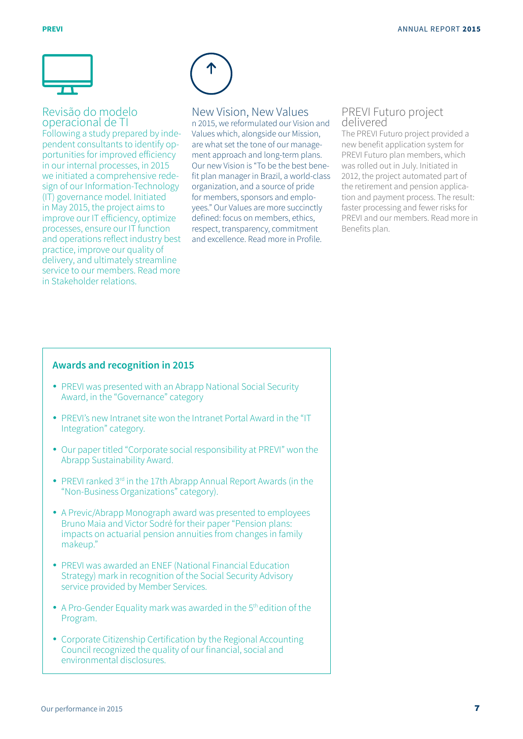## Revisão do modelo operacional de TI

Following a study prepared by independent consultants to identify opportunities for improved efficiency in our internal processes, in 2015 we initiated a comprehensive redesign of our Information-Technology (IT) governance model. Initiated in May 2015, the project aims to improve our IT efficiency, optimize processes, ensure our IT function and operations reflect industry best practice, improve our quality of delivery, and ultimately streamline service to our members. Read more in Stakeholder relations.

## New Vision, New Values

n 2015, we reformulated our Vision and Values which, alongside our Mission, are what set the tone of our management approach and long-term plans. Our new Vision is "To be the best benefit plan manager in Brazil, a world-class organization, and a source of pride for members, sponsors and employees." Our Values are more succinctly defined: focus on members, ethics, respect, transparency, commitment and excellence. Read more in Profile.

## PREVI Futuro project delivered

The PREVI Futuro project provided a new benefit application system for PREVI Futuro plan members, which was rolled out in July. Initiated in 2012, the project automated part of the retirement and pension application and payment process. The result: faster processing and fewer risks for PREVI and our members. Read more in Benefits plan.

### Awards and recognition in 2015

- PREVI was presented with an Abrapp National Social Security Award, in the "Governance" category
- PREVI's new Intranet site won the Intranet Portal Award in the "IT Integration" category.
- Our paper titled "Corporate social responsibility at PREVI" won the Abrapp Sustainability Award.
- PREVI ranked 3rd in the 17th Abrapp Annual Report Awards (in the "Non-Business Organizations" category).
- A Previc/Abrapp Monograph award was presented to employees Bruno Maia and Victor Sodré for their paper "Pension plans: impacts on actuarial pension annuities from changes in family makeup."
- PREVI was awarded an ENEF (National Financial Education Strategy) mark in recognition of the Social Security Advisory service provided by Member Services.
- A Pro-Gender Equality mark was awarded in the 5th edition of the Program.
- Corporate Citizenship Certification by the Regional Accounting Council recognized the quality of our financial, social and environmental disclosures.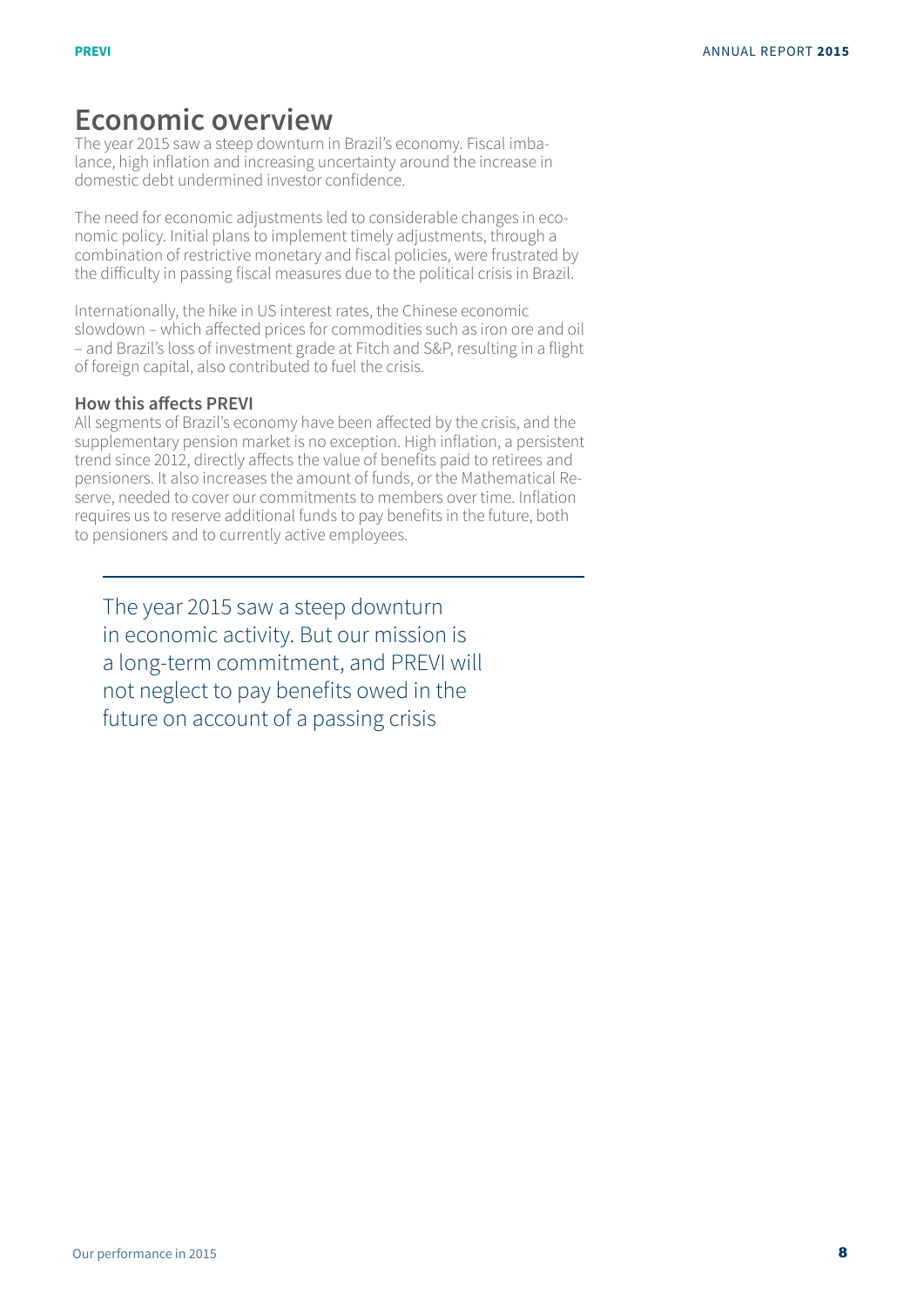# Economic overview

The year 2015 saw a steep downturn in Brazil's economy. Fiscal imbalance, high inflation and increasing uncertainty around the increase in domestic debt undermined investor confidence.

The need for economic adjustments led to considerable changes in economic policy. Initial plans to implement timely adjustments, through a combination of restrictive monetary and fiscal policies, were frustrated by the difficulty in passing fiscal measures due to the political crisis in Brazil.

Internationally, the hike in US interest rates, the Chinese economic slowdown – which affected prices for commodities such as iron ore and oil – and Brazil's loss of investment grade at Fitch and S&P, resulting in a flight of foreign capital, also contributed to fuel the crisis.

### How this affects PREVI

All segments of Brazil's economy have been affected by the crisis, and the supplementary pension market is no exception. High inflation, a persistent trend since 2012, directly affects the value of benefits paid to retirees and pensioners. It also increases the amount of funds, or the Mathematical Reserve, needed to cover our commitments to members over time. Inflation requires us to reserve additional funds to pay benefits in the future, both to pensioners and to currently active employees.

> The year 2015 saw a steep downturn in economic activity. But our mission is a long-term commitment, and PREVI will not neglect to pay benefits owed in the future on account of a passing crisis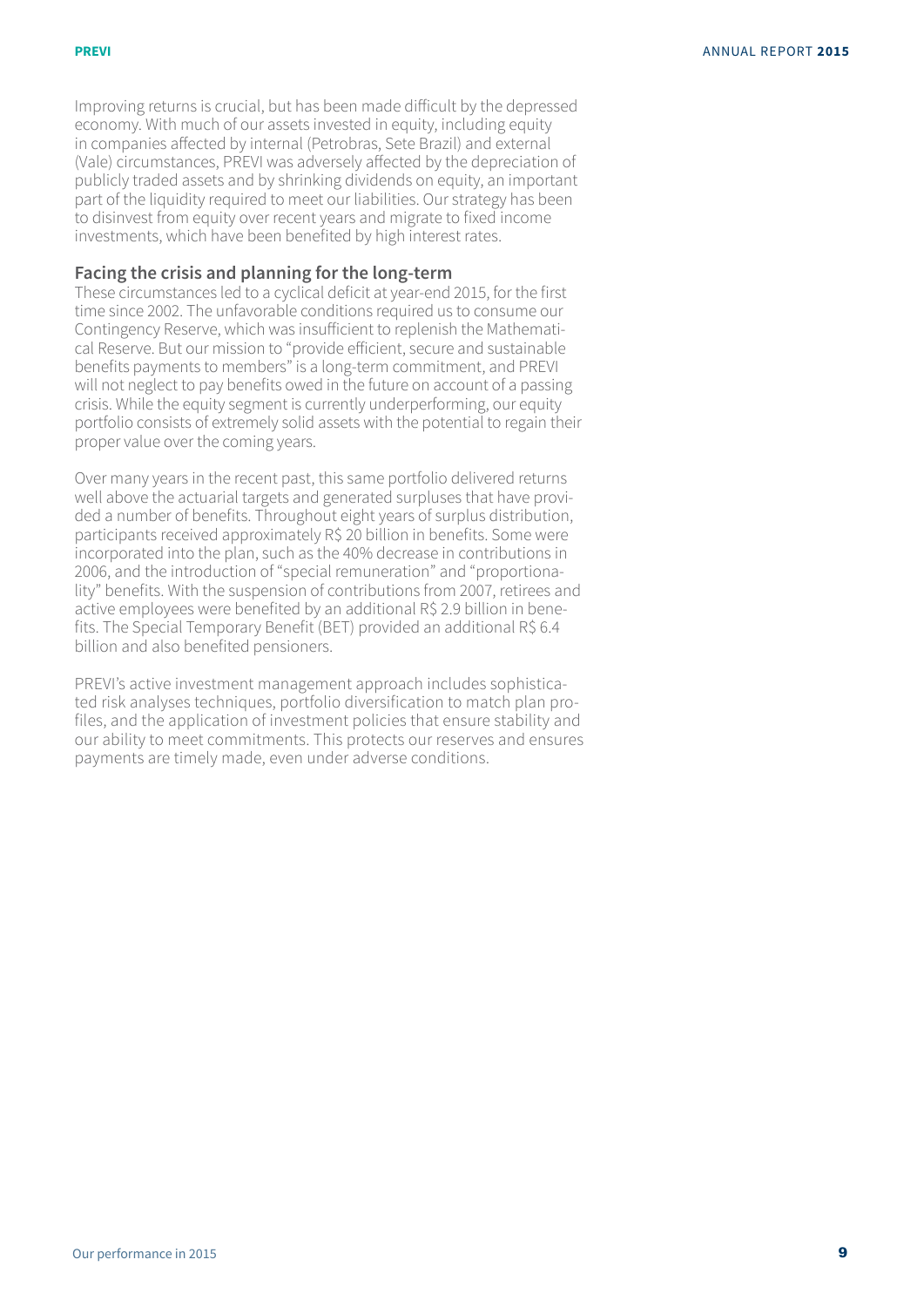Improving returns is crucial, but has been made difficult by the depressed economy. With much of our assets invested in equity, including equity in companies affected by internal (Petrobras, Sete Brazil) and external (Vale) circumstances, PREVI was adversely affected by the depreciation of publicly traded assets and by shrinking dividends on equity, an important part of the liquidity required to meet our liabilities. Our strategy has been to disinvest from equity over recent years and migrate to fixed income investments, which have been benefited by high interest rates.

## Facing the crisis and planning for the long-term

These circumstances led to a cyclical deficit at year-end 2015, for the first time since 2002. The unfavorable conditions required us to consume our Contingency Reserve, which was insufficient to replenish the Mathematical Reserve. But our mission to "provide efficient, secure and sustainable benefits payments to members" is a long-term commitment, and PREVI will not neglect to pay benefits owed in the future on account of a passing crisis. While the equity segment is currently underperforming, our equity portfolio consists of extremely solid assets with the potential to regain their proper value over the coming years.

Over many years in the recent past, this same portfolio delivered returns well above the actuarial targets and generated surpluses that have provided a number of benefits. Throughout eight years of surplus distribution, participants received approximately R$ 20 billion in benefits. Some were incorporated into the plan, such as the 40% decrease in contributions in 2006, and the introduction of "special remuneration" and "proportionality" benefits. With the suspension of contributions from 2007, retirees and active employees were benefited by an additional R$ 2.9 billion in benefits. The Special Temporary Benefit (BET) provided an additional R$ 6.4 billion and also benefited pensioners.

PREVI's active investment management approach includes sophisticated risk analyses techniques, portfolio diversification to match plan profiles, and the application of investment policies that ensure stability and our ability to meet commitments. This protects our reserves and ensures payments are timely made, even under adverse conditions.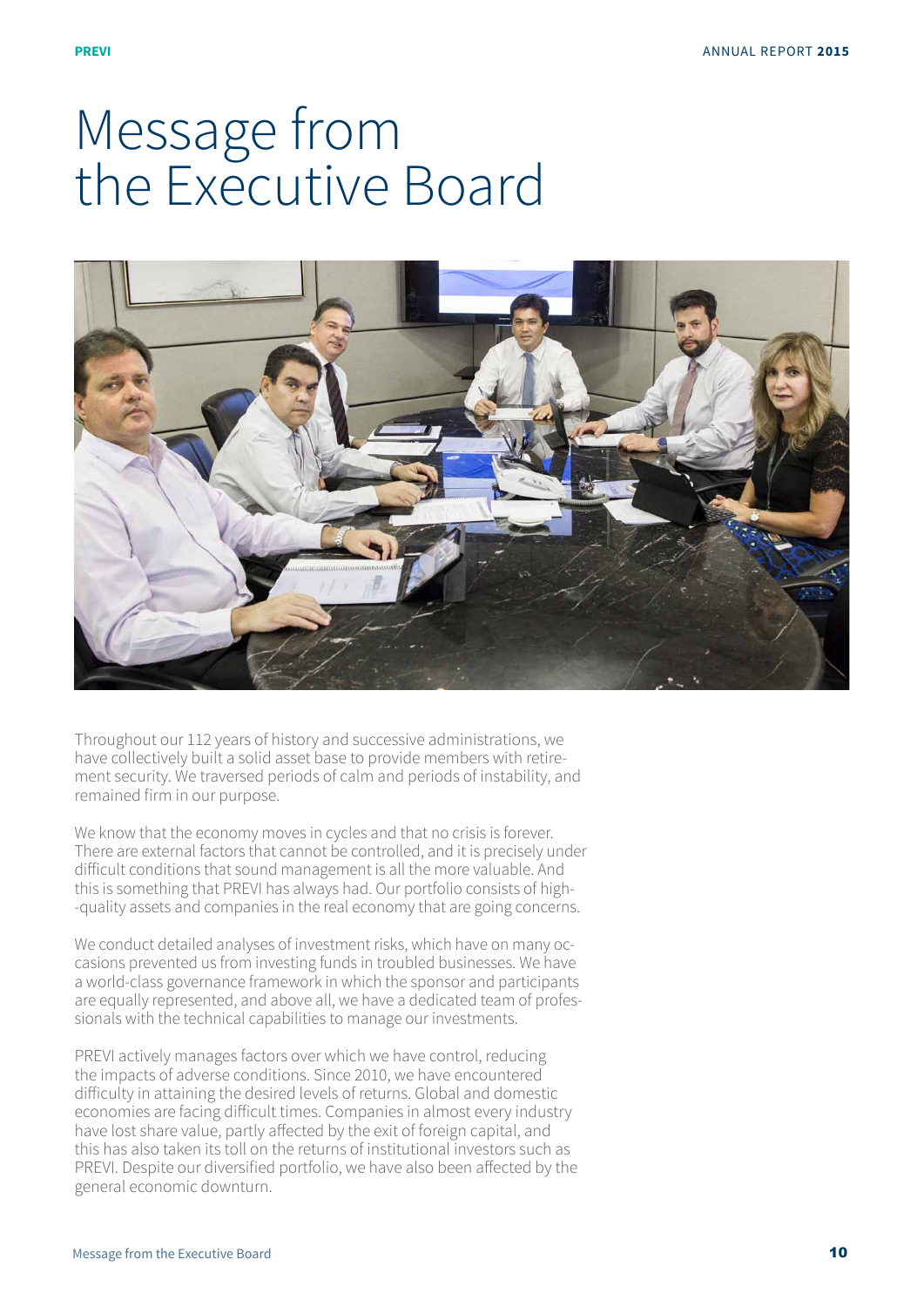# Message from the Executive Board

Throughout our 112 years of history and successive administrations, we have collectively built a solid asset base to provide members with retirement security. We traversed periods of calm and periods of instability, and remained firm in our purpose.

We know that the economy moves in cycles and that no crisis is forever. There are external factors that cannot be controlled, and it is precisely under difficult conditions that sound management is all the more valuable. And this is something that PREVI has always had. Our portfolio consists of high-quality assets and companies in the real economy that are going concerns.

We conduct detailed analyses of investment risks, which have on many occasions prevented us from investing funds in troubled businesses. We have a world-class governance framework in which the sponsor and participants are equally represented, and above all, we have a dedicated team of professionals with the technical capabilities to manage our investments.

PREVI actively manages factors over which we have control, reducing the impacts of adverse conditions. Since 2010, we have encountered difficulty in attaining the desired levels of returns. Global and domestic economies are facing difficult times. Companies in almost every industry have lost share value, partly affected by the exit of foreign capital, and this has also taken its toll on the returns of institutional investors such as PREVI. Despite our diversified portfolio, we have also been affected by the general economic downturn.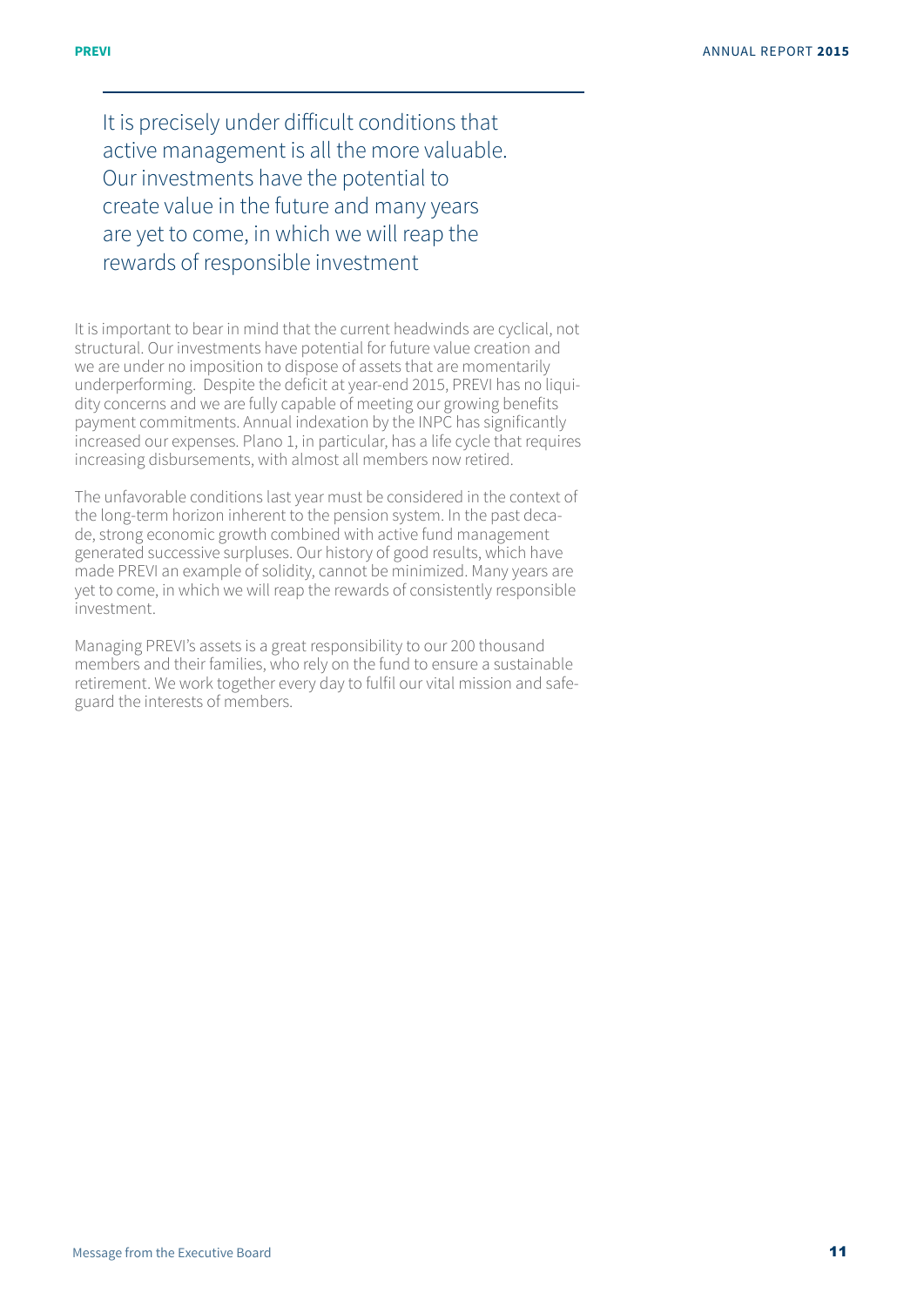> It is precisely under difficult conditions that active management is all the more valuable. Our investments have the potential to create value in the future and many years are yet to come, in which we will reap the rewards of responsible investment

It is important to bear in mind that the current headwinds are cyclical, not structural. Our investments have potential for future value creation and we are under no imposition to dispose of assets that are momentarily underperforming. Despite the deficit at year-end 2015, PREVI has no liquidity concerns and we are fully capable of meeting our growing benefits payment commitments. Annual indexation by the INPC has significantly increased our expenses. Plano 1, in particular, has a life cycle that requires increasing disbursements, with almost all members now retired.

The unfavorable conditions last year must be considered in the context of the long-term horizon inherent to the pension system. In the past decade, strong economic growth combined with active fund management generated successive surpluses. Our history of good results, which have made PREVI an example of solidity, cannot be minimized. Many years are yet to come, in which we will reap the rewards of consistently responsible investment.

Managing PREVI's assets is a great responsibility to our 200 thousand members and their families, who rely on the fund to ensure a sustainable retirement. We work together every day to fulfil our vital mission and safeguard the interests of members.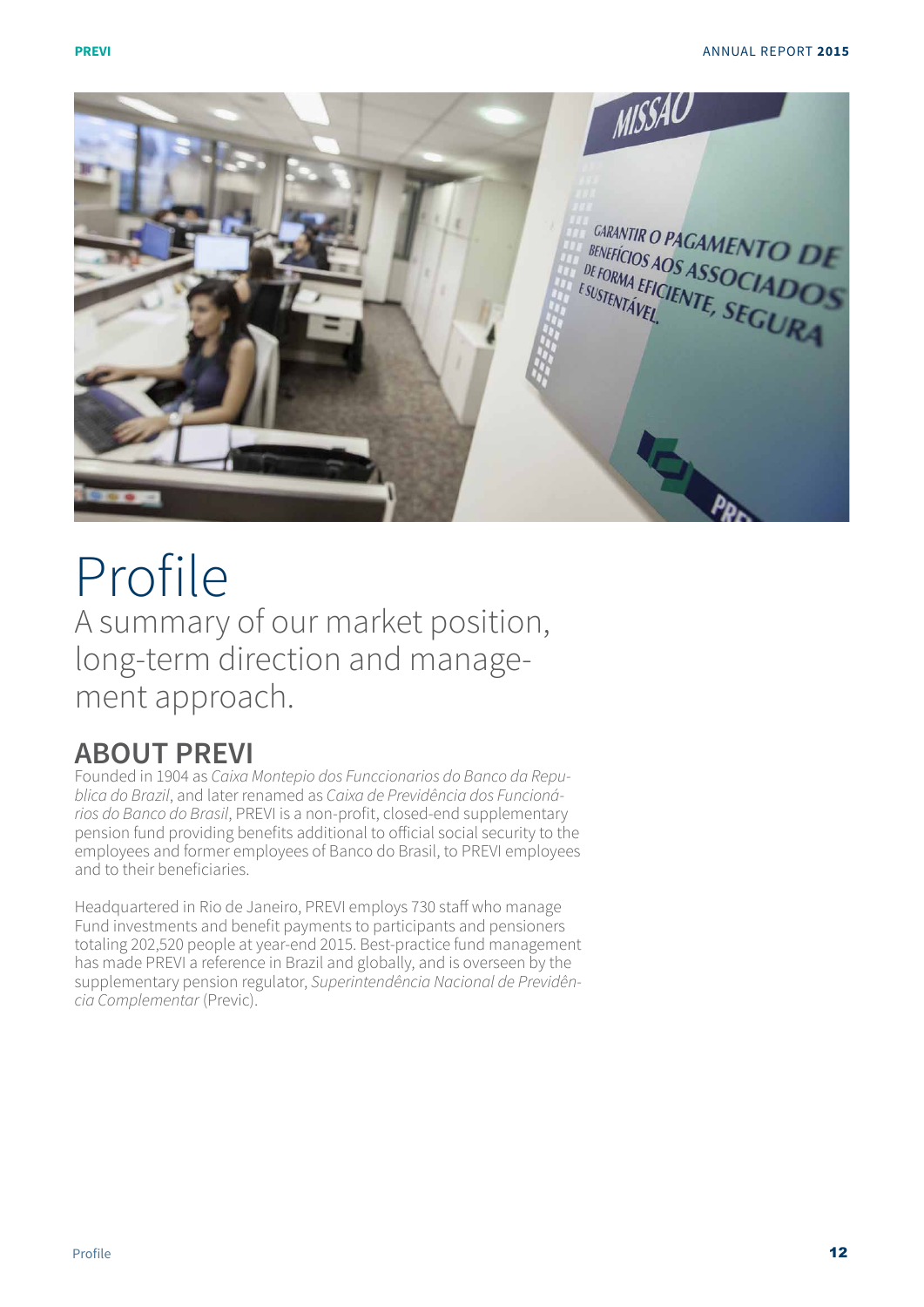# Profile

A summary of our market position, long-term direction and management approach.

## ABOUT PREVI

Founded in 1904 as *Caixa Montepio dos Funccionarios do Banco da Republica do Brazil*, and later renamed as *Caixa de Previdência dos Funcionários do Banco do Brasil*, PREVI is a non-profit, closed-end supplementary pension fund providing benefits additional to official social security to the employees and former employees of Banco do Brasil, to PREVI employees and to their beneficiaries.

Headquartered in Rio de Janeiro, PREVI employs 730 staff who manage Fund investments and benefit payments to participants and pensioners totaling 202,520 people at year-end 2015. Best-practice fund management has made PREVI a reference in Brazil and globally, and is overseen by the supplementary pension regulator, *Superintendência Nacional de Previdência Complementar* (Previc).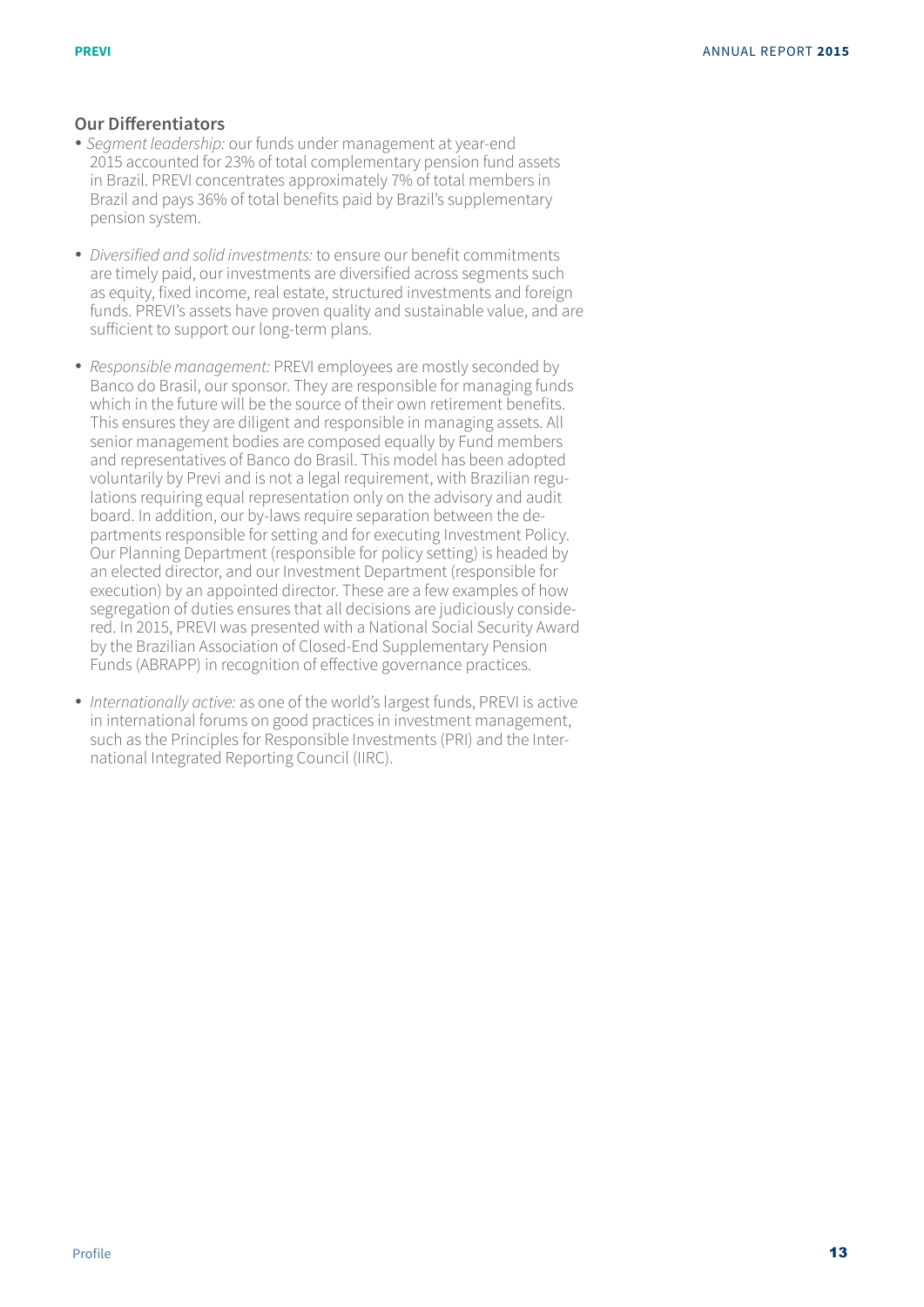## Our Differentiators

- *Segment leadership:* our funds under management at year-end 2015 accounted for 23% of total complementary pension fund assets in Brazil. PREVI concentrates approximately 7% of total members in Brazil and pays 36% of total benefits paid by Brazil's supplementary pension system.

- *Diversified and solid investments:* to ensure our benefit commitments are timely paid, our investments are diversified across segments such as equity, fixed income, real estate, structured investments and foreign funds. PREVI's assets have proven quality and sustainable value, and are sufficient to support our long-term plans.

- *Responsible management:* PREVI employees are mostly seconded by Banco do Brasil, our sponsor. They are responsible for managing funds which in the future will be the source of their own retirement benefits. This ensures they are diligent and responsible in managing assets. All senior management bodies are composed equally by Fund members and representatives of Banco do Brasil. This model has been adopted voluntarily by Previ and is not a legal requirement, with Brazilian regulations requiring equal representation only on the advisory and audit board. In addition, our by-laws require separation between the departments responsible for setting and for executing Investment Policy. Our Planning Department (responsible for policy setting) is headed by an elected director, and our Investment Department (responsible for execution) by an appointed director. These are a few examples of how segregation of duties ensures that all decisions are judiciously considered. In 2015, PREVI was presented with a National Social Security Award by the Brazilian Association of Closed-End Supplementary Pension Funds (ABRAPP) in recognition of effective governance practices.

- *Internationally active:* as one of the world's largest funds, PREVI is active in international forums on good practices in investment management, such as the Principles for Responsible Investments (PRI) and the International Integrated Reporting Council (IIRC).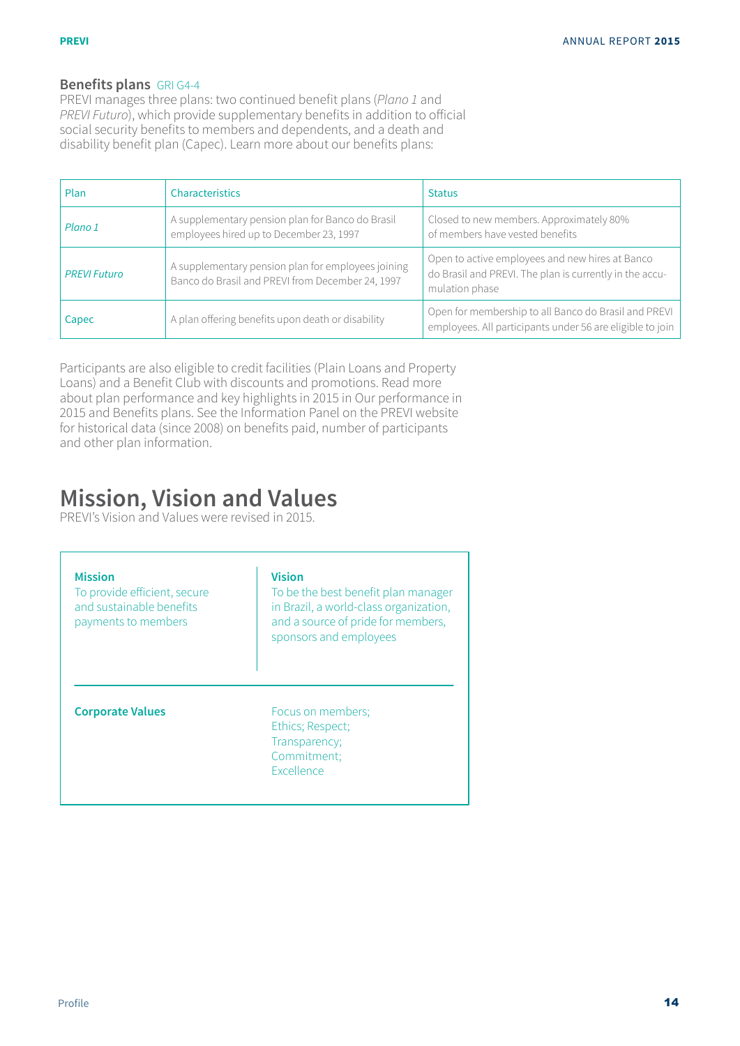### Benefits plans GRI G4-4

PREVI manages three plans: two continued benefit plans (*Plano 1* and *PREVI Futuro*), which provide supplementary benefits in addition to official social security benefits to members and dependents, and a death and disability benefit plan (Capec). Learn more about our benefits plans:

| Plan | Characteristics | Status |
|---|---|---|
| *Plano 1* | A supplementary pension plan for Banco do Brasil employees hired up to December 23, 1997 | Closed to new members. Approximately 80% of members have vested benefits |
| *PREVI Futuro* | A supplementary pension plan for employees joining Banco do Brasil and PREVI from December 24, 1997 | Open to active employees and new hires at Banco do Brasil and PREVI. The plan is currently in the accumulation phase |
| Capec | A plan offering benefits upon death or disability | Open for membership to all Banco do Brasil and PREVI employees. All participants under 56 are eligible to join |

Participants are also eligible to credit facilities (Plain Loans and Property Loans) and a Benefit Club with discounts and promotions. Read more about plan performance and key highlights in 2015 in Our performance in 2015 and Benefits plans. See the Information Panel on the PREVI website for historical data (since 2008) on benefits paid, number of participants and other plan information.

# Mission, Vision and Values

PREVI's Vision and Values were revised in 2015.

**Mission**
To provide efficient, secure and sustainable benefits payments to members

**Vision**
To be the best benefit plan manager in Brazil, a world-class organization, and a source of pride for members, sponsors and employees

**Corporate Values**
Focus on members;
Ethics; Respect;
Transparency;
Commitment;
Excellence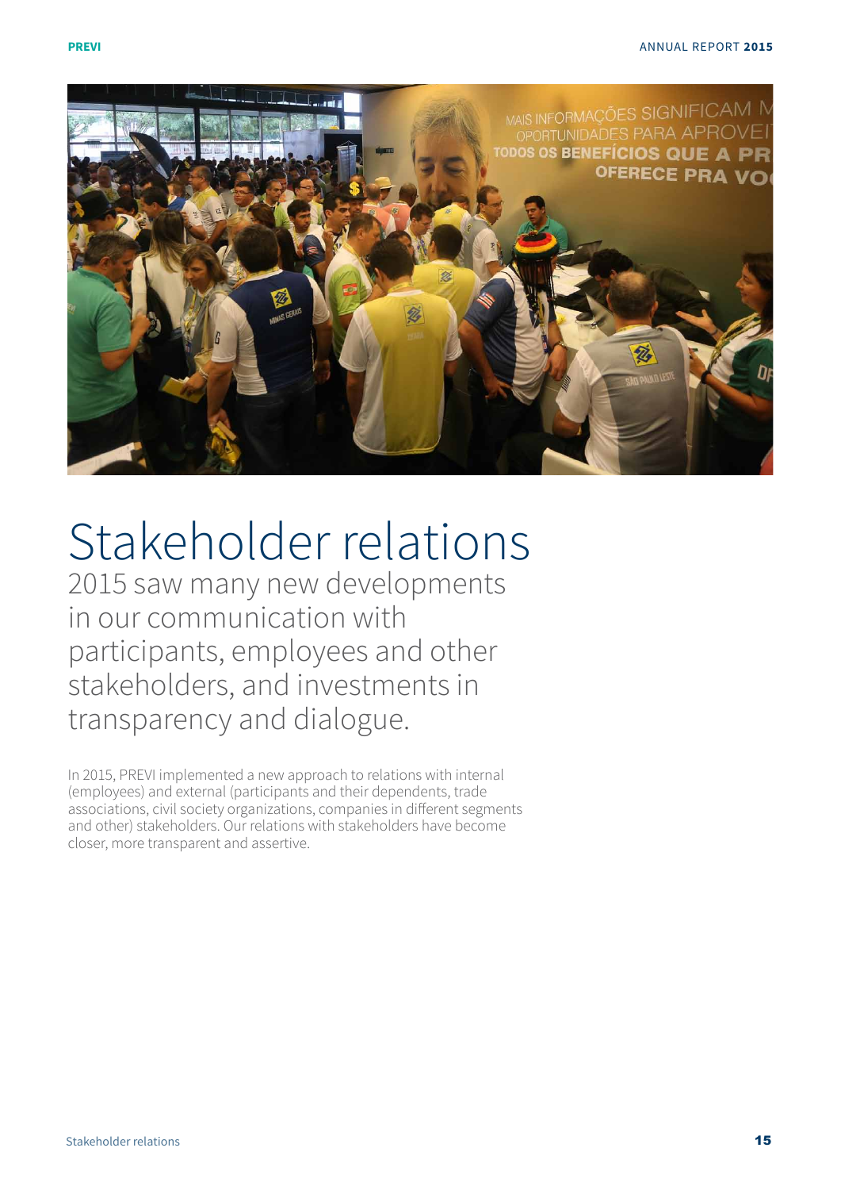# Stakeholder relations

## 2015 saw many new developments in our communication with participants, employees and other stakeholders, and investments in transparency and dialogue.

In 2015, PREVI implemented a new approach to relations with internal (employees) and external (participants and their dependents, trade associations, civil society organizations, companies in different segments and other) stakeholders. Our relations with stakeholders have become closer, more transparent and assertive.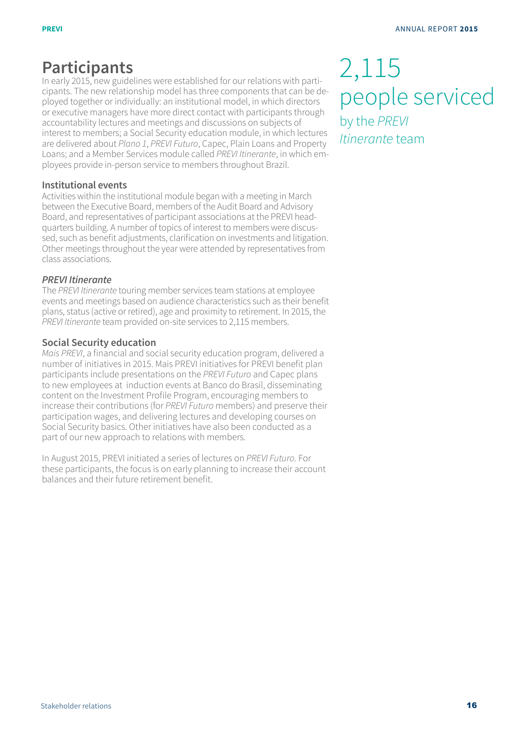## Participants

In early 2015, new guidelines were established for our relations with participants. The new relationship model has three components that can be deployed together or individually: an institutional model, in which directors or executive managers have more direct contact with participants through accountability lectures and meetings and discussions on subjects of interest to members; a Social Security education module, in which lectures are delivered about *Plano 1*, *PREVI Futuro*, Capec, Plain Loans and Property Loans; and a Member Services module called *PREVI Itinerante*, in which employees provide in-person service to members throughout Brazil.

### Institutional events

Activities within the institutional module began with a meeting in March between the Executive Board, members of the Audit Board and Advisory Board, and representatives of participant associations at the PREVI headquarters building. A number of topics of interest to members were discussed, such as benefit adjustments, clarification on investments and litigation. Other meetings throughout the year were attended by representatives from class associations.

### *PREVI Itinerante*

The *PREVI Itinerante* touring member services team stations at employee events and meetings based on audience characteristics such as their benefit plans, status (active or retired), age and proximity to retirement. In 2015, the *PREVI Itinerante* team provided on-site services to 2,115 members.

### Social Security education

*Mais PREVI*, a financial and social security education program, delivered a number of initiatives in 2015. Mais PREVI initiatives for PREVI benefit plan participants include presentations on the *PREVI Futuro* and Capec plans to new employees at induction events at Banco do Brasil, disseminating content on the Investment Profile Program, encouraging members to increase their contributions (for *PREVI Futuro* members) and preserve their participation wages, and delivering lectures and developing courses on Social Security basics. Other initiatives have also been conducted as a part of our new approach to relations with members.

In August 2015, PREVI initiated a series of lectures on *PREVI Futuro*. For these participants, the focus is on early planning to increase their account balances and their future retirement benefit.

2,115 people serviced by the *PREVI Itinerante* team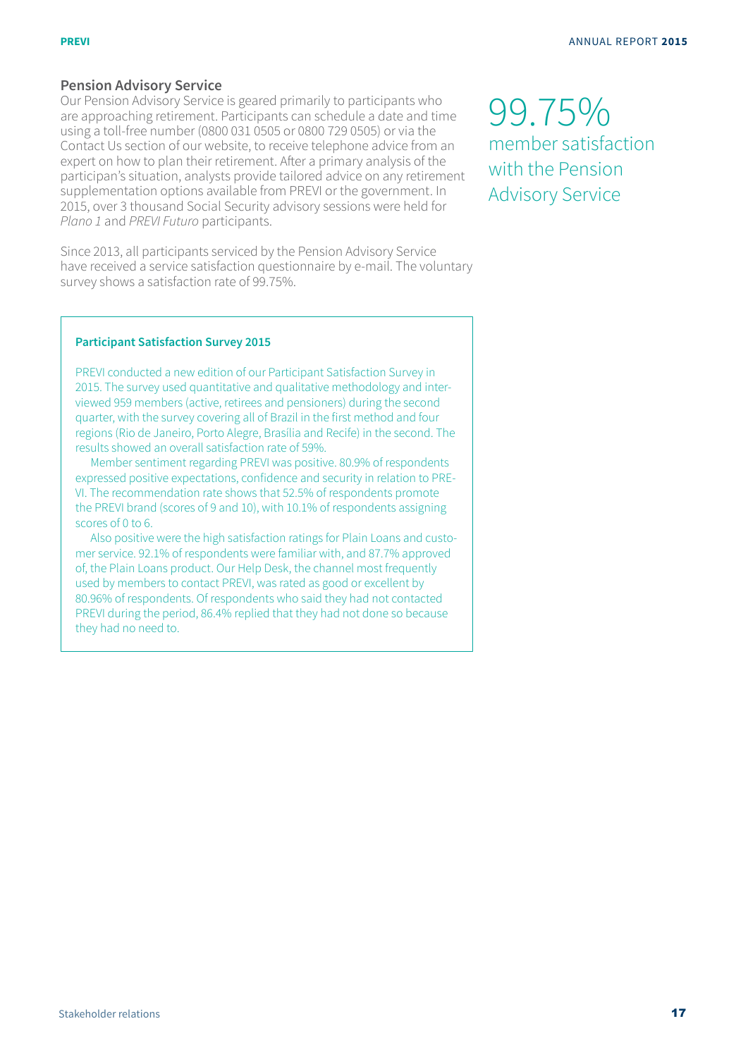## Pension Advisory Service

Our Pension Advisory Service is geared primarily to participants who are approaching retirement. Participants can schedule a date and time using a toll-free number (0800 031 0505 or 0800 729 0505) or via the Contact Us section of our website, to receive telephone advice from an expert on how to plan their retirement. After a primary analysis of the participan's situation, analysts provide tailored advice on any retirement supplementation options available from PREVI or the government. In 2015, over 3 thousand Social Security advisory sessions were held for *Plano 1* and *PREVI Futuro* participants.

Since 2013, all participants serviced by the Pension Advisory Service have received a service satisfaction questionnaire by e-mail. The voluntary survey shows a satisfaction rate of 99.75%.

99.75%
member satisfaction with the Pension Advisory Service

**Participant Satisfaction Survey 2015**

PREVI conducted a new edition of our Participant Satisfaction Survey in 2015. The survey used quantitative and qualitative methodology and interviewed 959 members (active, retirees and pensioners) during the second quarter, with the survey covering all of Brazil in the first method and four regions (Rio de Janeiro, Porto Alegre, Brasília and Recife) in the second. The results showed an overall satisfaction rate of 59%.

Member sentiment regarding PREVI was positive. 80.9% of respondents expressed positive expectations, confidence and security in relation to PREVI. The recommendation rate shows that 52.5% of respondents promote the PREVI brand (scores of 9 and 10), with 10.1% of respondents assigning scores of 0 to 6.

Also positive were the high satisfaction ratings for Plain Loans and customer service. 92.1% of respondents were familiar with, and 87.7% approved of, the Plain Loans product. Our Help Desk, the channel most frequently used by members to contact PREVI, was rated as good or excellent by 80.96% of respondents. Of respondents who said they had not contacted PREVI during the period, 86.4% replied that they had not done so because they had no need to.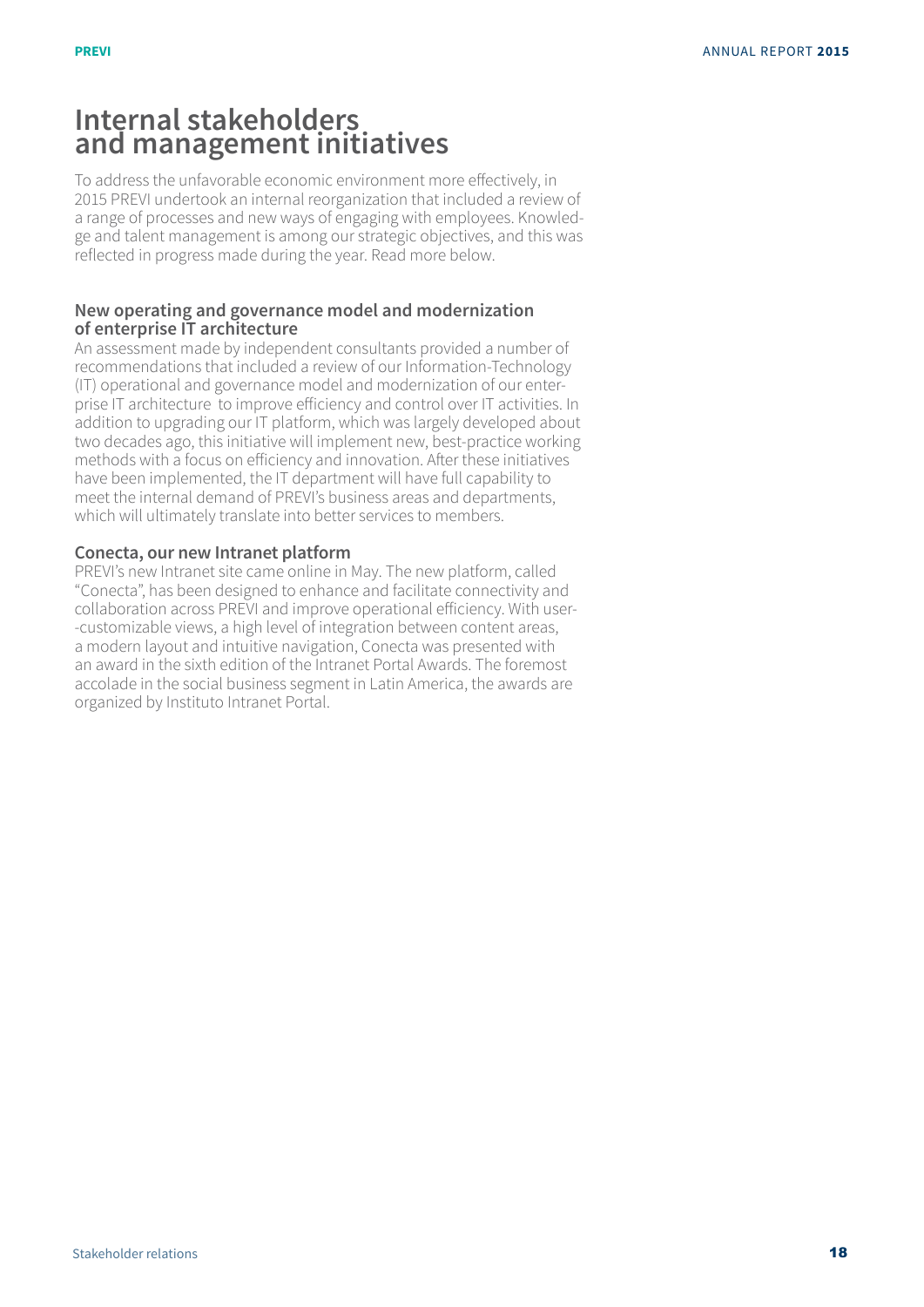# Internal stakeholders and management initiatives

To address the unfavorable economic environment more effectively, in 2015 PREVI undertook an internal reorganization that included a review of a range of processes and new ways of engaging with employees. Knowledge and talent management is among our strategic objectives, and this was reflected in progress made during the year. Read more below.

### New operating and governance model and modernization of enterprise IT architecture

An assessment made by independent consultants provided a number of recommendations that included a review of our Information-Technology (IT) operational and governance model and modernization of our enterprise IT architecture to improve efficiency and control over IT activities. In addition to upgrading our IT platform, which was largely developed about two decades ago, this initiative will implement new, best-practice working methods with a focus on efficiency and innovation. After these initiatives have been implemented, the IT department will have full capability to meet the internal demand of PREVI's business areas and departments, which will ultimately translate into better services to members.

### Conecta, our new Intranet platform

PREVI's new Intranet site came online in May. The new platform, called "Conecta", has been designed to enhance and facilitate connectivity and collaboration across PREVI and improve operational efficiency. With user-customizable views, a high level of integration between content areas, a modern layout and intuitive navigation, Conecta was presented with an award in the sixth edition of the Intranet Portal Awards. The foremost accolade in the social business segment in Latin America, the awards are organized by Instituto Intranet Portal.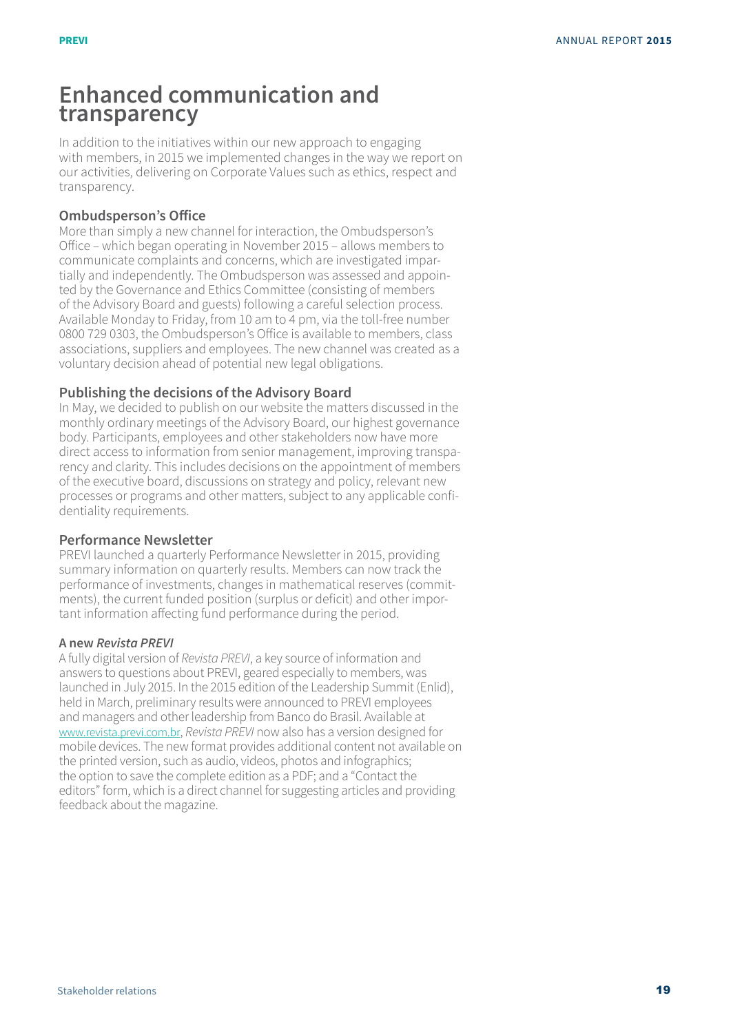# Enhanced communication and transparency

In addition to the initiatives within our new approach to engaging with members, in 2015 we implemented changes in the way we report on our activities, delivering on Corporate Values such as ethics, respect and transparency.

## Ombudsperson's Office

More than simply a new channel for interaction, the Ombudsperson's Office – which began operating in November 2015 – allows members to communicate complaints and concerns, which are investigated impartially and independently. The Ombudsperson was assessed and appointed by the Governance and Ethics Committee (consisting of members of the Advisory Board and guests) following a careful selection process. Available Monday to Friday, from 10 am to 4 pm, via the toll-free number 0800 729 0303, the Ombudsperson's Office is available to members, class associations, suppliers and employees. The new channel was created as a voluntary decision ahead of potential new legal obligations.

## Publishing the decisions of the Advisory Board

In May, we decided to publish on our website the matters discussed in the monthly ordinary meetings of the Advisory Board, our highest governance body. Participants, employees and other stakeholders now have more direct access to information from senior management, improving transparency and clarity. This includes decisions on the appointment of members of the executive board, discussions on strategy and policy, relevant new processes or programs and other matters, subject to any applicable confidentiality requirements.

## Performance Newsletter

PREVI launched a quarterly Performance Newsletter in 2015, providing summary information on quarterly results. Members can now track the performance of investments, changes in mathematical reserves (commitments), the current funded position (surplus or deficit) and other important information affecting fund performance during the period.

### A new *Revista PREVI*

A fully digital version of *Revista PREVI*, a key source of information and answers to questions about PREVI, geared especially to members, was launched in July 2015. In the 2015 edition of the Leadership Summit (Enlid), held in March, preliminary results were announced to PREVI employees and managers and other leadership from Banco do Brasil. Available at www.revista.previ.com.br, *Revista PREVI* now also has a version designed for mobile devices. The new format provides additional content not available on the printed version, such as audio, videos, photos and infographics; the option to save the complete edition as a PDF; and a "Contact the editors" form, which is a direct channel for suggesting articles and providing feedback about the magazine.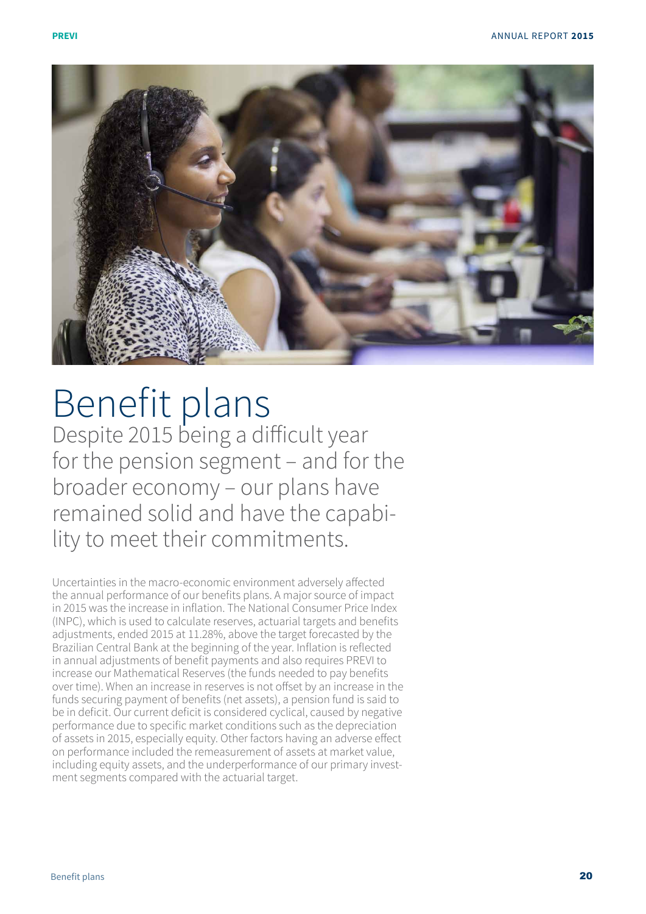# Benefit plans

## Despite 2015 being a difficult year for the pension segment – and for the broader economy – our plans have remained solid and have the capability to meet their commitments.

Uncertainties in the macro-economic environment adversely affected the annual performance of our benefits plans. A major source of impact in 2015 was the increase in inflation. The National Consumer Price Index (INPC), which is used to calculate reserves, actuarial targets and benefits adjustments, ended 2015 at 11.28%, above the target forecasted by the Brazilian Central Bank at the beginning of the year. Inflation is reflected in annual adjustments of benefit payments and also requires PREVI to increase our Mathematical Reserves (the funds needed to pay benefits over time). When an increase in reserves is not offset by an increase in the funds securing payment of benefits (net assets), a pension fund is said to be in deficit. Our current deficit is considered cyclical, caused by negative performance due to specific market conditions such as the depreciation of assets in 2015, especially equity. Other factors having an adverse effect on performance included the remeasurement of assets at market value, including equity assets, and the underperformance of our primary investment segments compared with the actuarial target.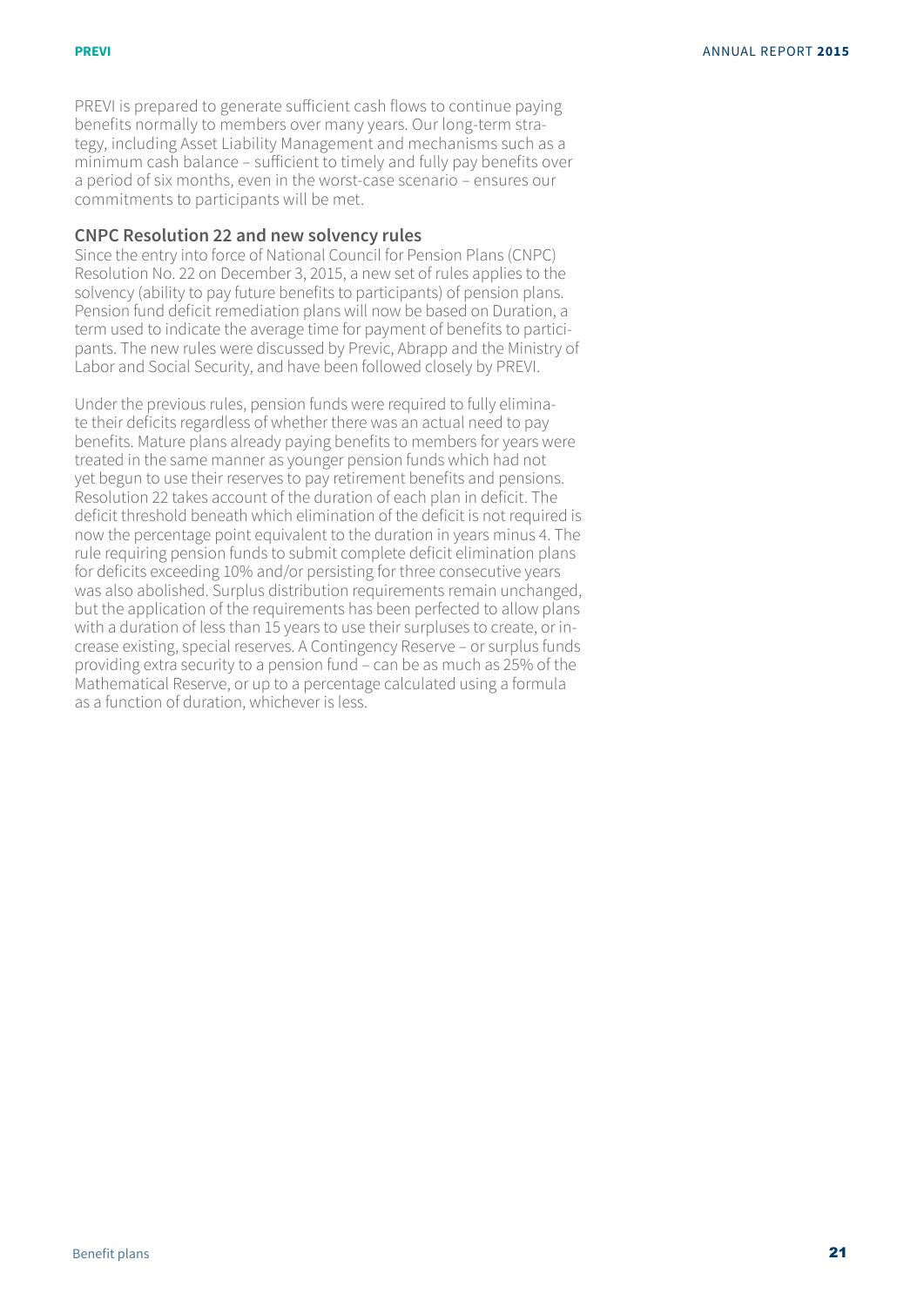PREVI is prepared to generate sufficient cash flows to continue paying benefits normally to members over many years. Our long-term strategy, including Asset Liability Management and mechanisms such as a minimum cash balance – sufficient to timely and fully pay benefits over a period of six months, even in the worst-case scenario – ensures our commitments to participants will be met.

### CNPC Resolution 22 and new solvency rules

Since the entry into force of National Council for Pension Plans (CNPC) Resolution No. 22 on December 3, 2015, a new set of rules applies to the solvency (ability to pay future benefits to participants) of pension plans. Pension fund deficit remediation plans will now be based on Duration, a term used to indicate the average time for payment of benefits to participants. The new rules were discussed by Previc, Abrapp and the Ministry of Labor and Social Security, and have been followed closely by PREVI.

Under the previous rules, pension funds were required to fully eliminate their deficits regardless of whether there was an actual need to pay benefits. Mature plans already paying benefits to members for years were treated in the same manner as younger pension funds which had not yet begun to use their reserves to pay retirement benefits and pensions. Resolution 22 takes account of the duration of each plan in deficit. The deficit threshold beneath which elimination of the deficit is not required is now the percentage point equivalent to the duration in years minus 4. The rule requiring pension funds to submit complete deficit elimination plans for deficits exceeding 10% and/or persisting for three consecutive years was also abolished. Surplus distribution requirements remain unchanged, but the application of the requirements has been perfected to allow plans with a duration of less than 15 years to use their surpluses to create, or increase existing, special reserves. A Contingency Reserve – or surplus funds providing extra security to a pension fund – can be as much as 25% of the Mathematical Reserve, or up to a percentage calculated using a formula as a function of duration, whichever is less.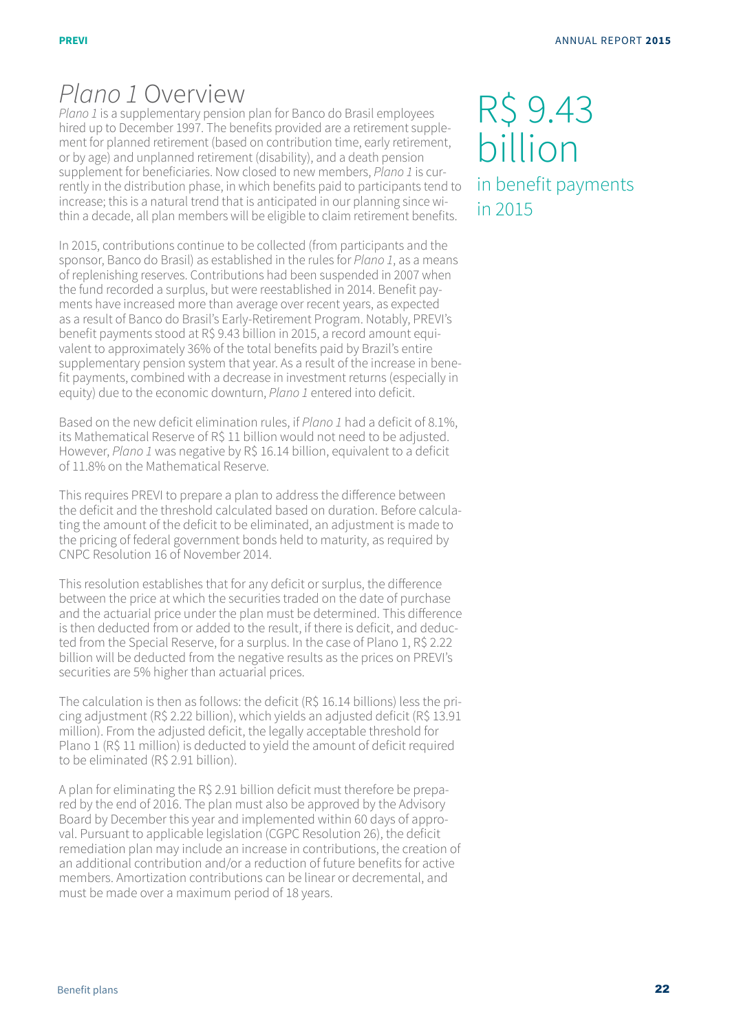# *Plano 1* Overview

*Plano 1* is a supplementary pension plan for Banco do Brasil employees hired up to December 1997. The benefits provided are a retirement supplement for planned retirement (based on contribution time, early retirement, or by age) and unplanned retirement (disability), and a death pension supplement for beneficiaries. Now closed to new members, *Plano 1* is currently in the distribution phase, in which benefits paid to participants tend to increase; this is a natural trend that is anticipated in our planning since within a decade, all plan members will be eligible to claim retirement benefits.

R$ 9.43 billion

in benefit payments in 2015

In 2015, contributions continue to be collected (from participants and the sponsor, Banco do Brasil) as established in the rules for *Plano 1*, as a means of replenishing reserves. Contributions had been suspended in 2007 when the fund recorded a surplus, but were reestablished in 2014. Benefit payments have increased more than average over recent years, as expected as a result of Banco do Brasil's Early-Retirement Program. Notably, PREVI's benefit payments stood at R$ 9.43 billion in 2015, a record amount equivalent to approximately 36% of the total benefits paid by Brazil's entire supplementary pension system that year. As a result of the increase in benefit payments, combined with a decrease in investment returns (especially in equity) due to the economic downturn, *Plano 1* entered into deficit.

Based on the new deficit elimination rules, if *Plano 1* had a deficit of 8.1%, its Mathematical Reserve of R$ 11 billion would not need to be adjusted. However, *Plano 1* was negative by R$ 16.14 billion, equivalent to a deficit of 11.8% on the Mathematical Reserve.

This requires PREVI to prepare a plan to address the difference between the deficit and the threshold calculated based on duration. Before calculating the amount of the deficit to be eliminated, an adjustment is made to the pricing of federal government bonds held to maturity, as required by CNPC Resolution 16 of November 2014.

This resolution establishes that for any deficit or surplus, the difference between the price at which the securities traded on the date of purchase and the actuarial price under the plan must be determined. This difference is then deducted from or added to the result, if there is deficit, and deducted from the Special Reserve, for a surplus. In the case of Plano 1, R$ 2.22 billion will be deducted from the negative results as the prices on PREVI's securities are 5% higher than actuarial prices.

The calculation is then as follows: the deficit (R$ 16.14 billions) less the pricing adjustment (R$ 2.22 billion), which yields an adjusted deficit (R$ 13.91 million). From the adjusted deficit, the legally acceptable threshold for Plano 1 (R$ 11 million) is deducted to yield the amount of deficit required to be eliminated (R$ 2.91 billion).

A plan for eliminating the R$ 2.91 billion deficit must therefore be prepared by the end of 2016. The plan must also be approved by the Advisory Board by December this year and implemented within 60 days of approval. Pursuant to applicable legislation (CGPC Resolution 26), the deficit remediation plan may include an increase in contributions, the creation of an additional contribution and/or a reduction of future benefits for active members. Amortization contributions can be linear or decremental, and must be made over a maximum period of 18 years.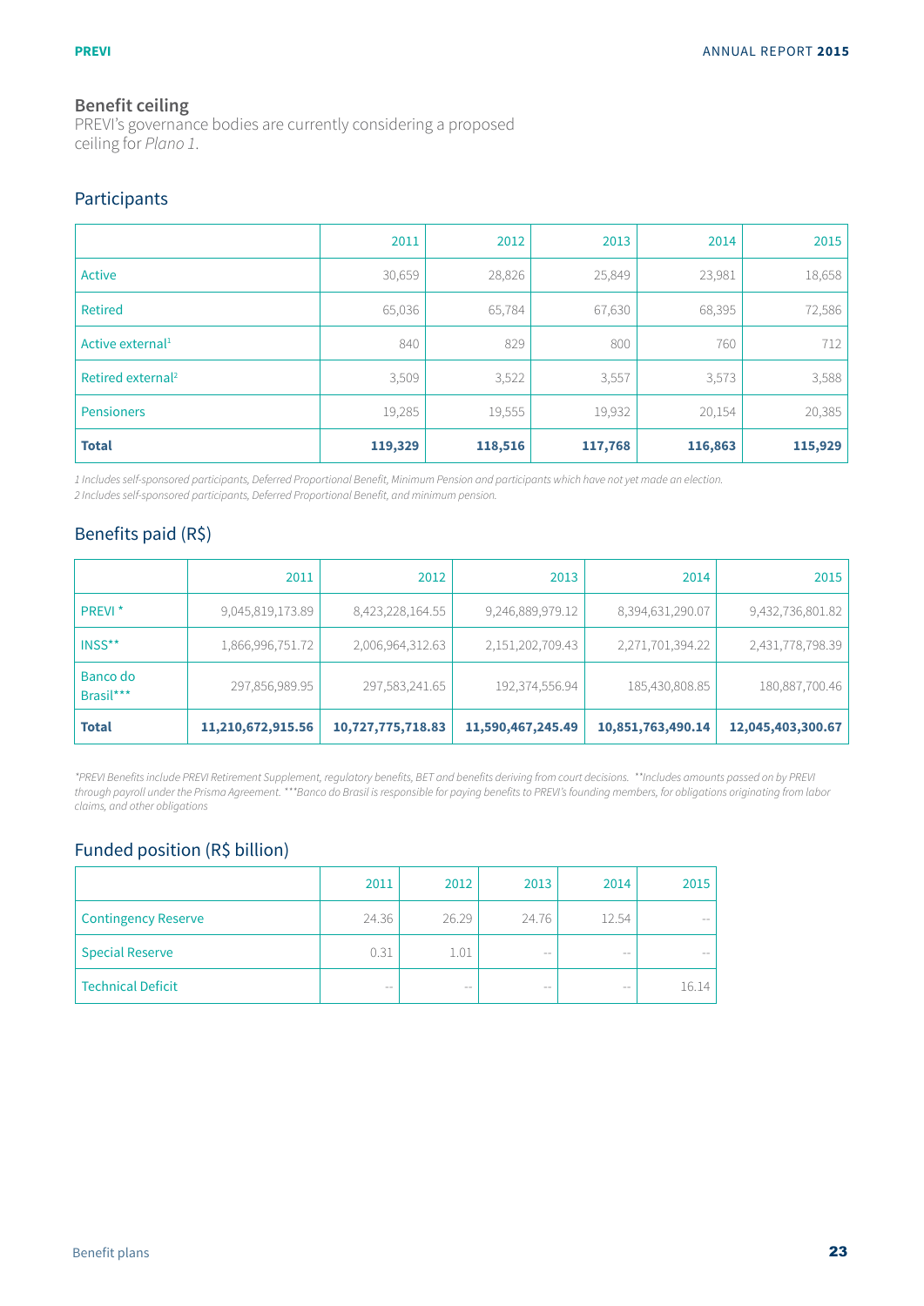## Benefit ceiling

PREVI's governance bodies are currently considering a proposed ceiling for *Plano 1*.

## Participants

| | 2011 | 2012 | 2013 | 2014 | 2015 |
|---|---|---|---|---|---|
| Active | 30,659 | 28,826 | 25,849 | 23,981 | 18,658 |
| Retired | 65,036 | 65,784 | 67,630 | 68,395 | 72,586 |
| Active external[1] | 840 | 829 | 800 | 760 | 712 |
| Retired external[2] | 3,509 | 3,522 | 3,557 | 3,573 | 3,588 |
| Pensioners | 19,285 | 19,555 | 19,932 | 20,154 | 20,385 |
| **Total** | **119,329** | **118,516** | **117,768** | **116,863** | **115,929** |

*1 Includes self-sponsored participants, Deferred Proportional Benefit, Minimum Pension and participants which have not yet made an election.*
*2 Includes self-sponsored participants, Deferred Proportional Benefit, and minimum pension.*

## Benefits paid (R$)

| | 2011 | 2012 | 2013 | 2014 | 2015 |
|---|---|---|---|---|---|
| PREVI * | 9,045,819,173.89 | 8,423,228,164.55 | 9,246,889,979.12 | 8,394,631,290.07 | 9,432,736,801.82 |
| INSS** | 1,866,996,751.72 | 2,006,964,312.63 | 2,151,202,709.43 | 2,271,701,394.22 | 2,431,778,798.39 |
| Banco do Brasil*** | 297,856,989.95 | 297,583,241.65 | 192,374,556.94 | 185,430,808.85 | 180,887,700.46 |
| **Total** | **11,210,672,915.56** | **10,727,775,718.83** | **11,590,467,245.49** | **10,851,763,490.14** | **12,045,403,300.67** |

*\*PREVI Benefits include PREVI Retirement Supplement, regulatory benefits, BET and benefits deriving from court decisions. \*\*Includes amounts passed on by PREVI through payroll under the Prisma Agreement. \*\*\*Banco do Brasil is responsible for paying benefits to PREVI's founding members, for obligations originating from labor claims, and other obligations*

## Funded position (R$ billion)

| | 2011 | 2012 | 2013 | 2014 | 2015 |
|---|---|---|---|---|---|
| Contingency Reserve | 24.36 | 26.29 | 24.76 | 12.54 | -- |
| Special Reserve | 0.31 | 1.01 | -- | -- | -- |
| Technical Deficit | -- | -- | -- | -- | 16.14 |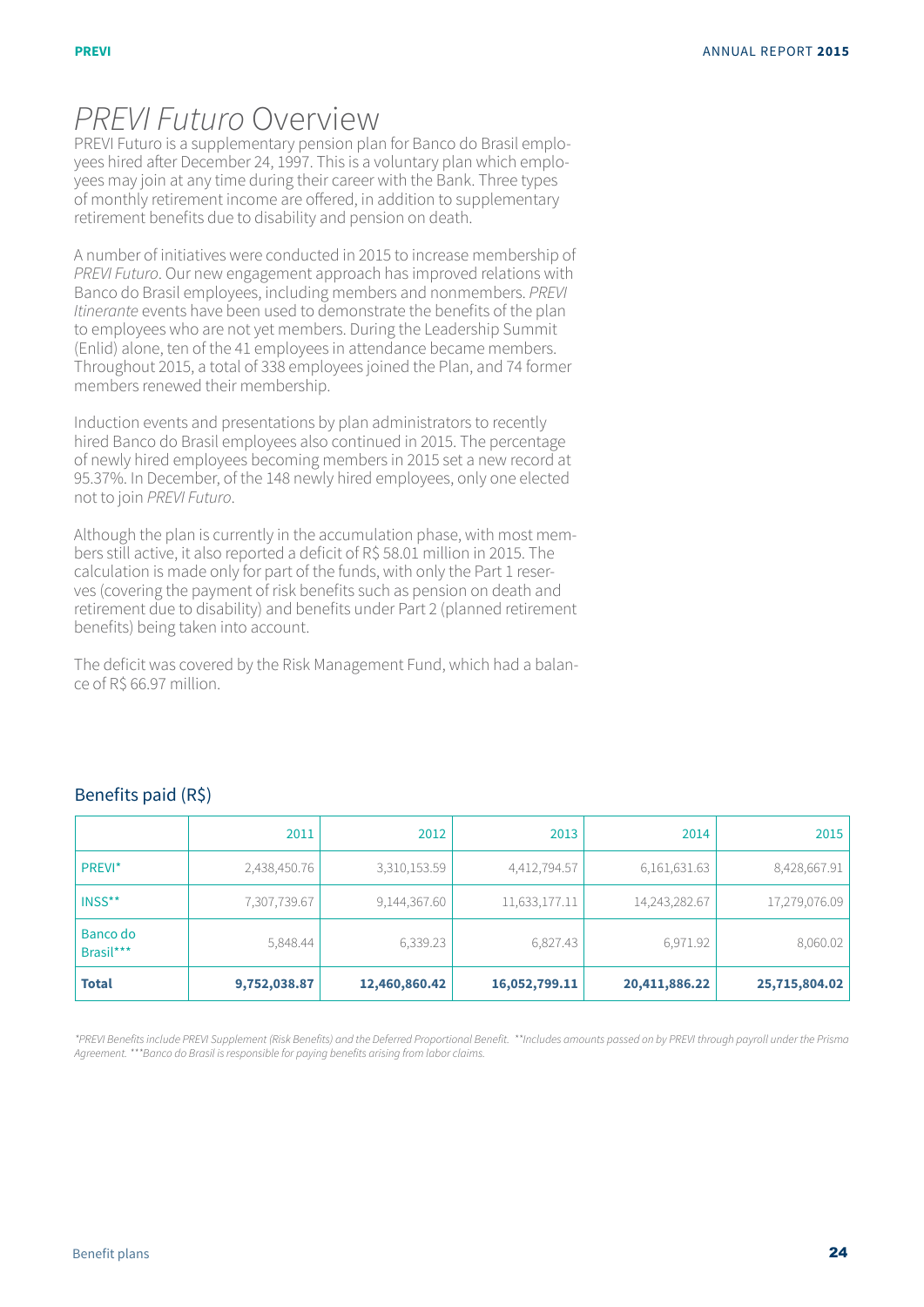# *PREVI Futuro* Overview

PREVI Futuro is a supplementary pension plan for Banco do Brasil employees hired after December 24, 1997. This is a voluntary plan which employees may join at any time during their career with the Bank. Three types of monthly retirement income are offered, in addition to supplementary retirement benefits due to disability and pension on death.

A number of initiatives were conducted in 2015 to increase membership of *PREVI Futuro*. Our new engagement approach has improved relations with Banco do Brasil employees, including members and nonmembers. *PREVI Itinerante* events have been used to demonstrate the benefits of the plan to employees who are not yet members. During the Leadership Summit (Enlid) alone, ten of the 41 employees in attendance became members. Throughout 2015, a total of 338 employees joined the Plan, and 74 former members renewed their membership.

Induction events and presentations by plan administrators to recently hired Banco do Brasil employees also continued in 2015. The percentage of newly hired employees becoming members in 2015 set a new record at 95.37%. In December, of the 148 newly hired employees, only one elected not to join *PREVI Futuro*.

Although the plan is currently in the accumulation phase, with most members still active, it also reported a deficit of R$ 58.01 million in 2015. The calculation is made only for part of the funds, with only the Part 1 reserves (covering the payment of risk benefits such as pension on death and retirement due to disability) and benefits under Part 2 (planned retirement benefits) being taken into account.

The deficit was covered by the Risk Management Fund, which had a balance of R$ 66.97 million.

## Benefits paid (R$)

| | 2011 | 2012 | 2013 | 2014 | 2015 |
|---|---|---|---|---|---|
| PREVI* | 2,438,450.76 | 3,310,153.59 | 4,412,794.57 | 6,161,631.63 | 8,428,667.91 |
| INSS** | 7,307,739.67 | 9,144,367.60 | 11,633,177.11 | 14,243,282.67 | 17,279,076.09 |
| Banco do Brasil*** | 5,848.44 | 6,339.23 | 6,827.43 | 6,971.92 | 8,060.02 |
| **Total** | **9,752,038.87** | **12,460,860.42** | **16,052,799.11** | **20,411,886.22** | **25,715,804.02** |

*\*PREVI Benefits include PREVI Supplement (Risk Benefits) and the Deferred Proportional Benefit. \*\*Includes amounts passed on by PREVI through payroll under the Prisma Agreement. \*\*\*Banco do Brasil is responsible for paying benefits arising from labor claims.*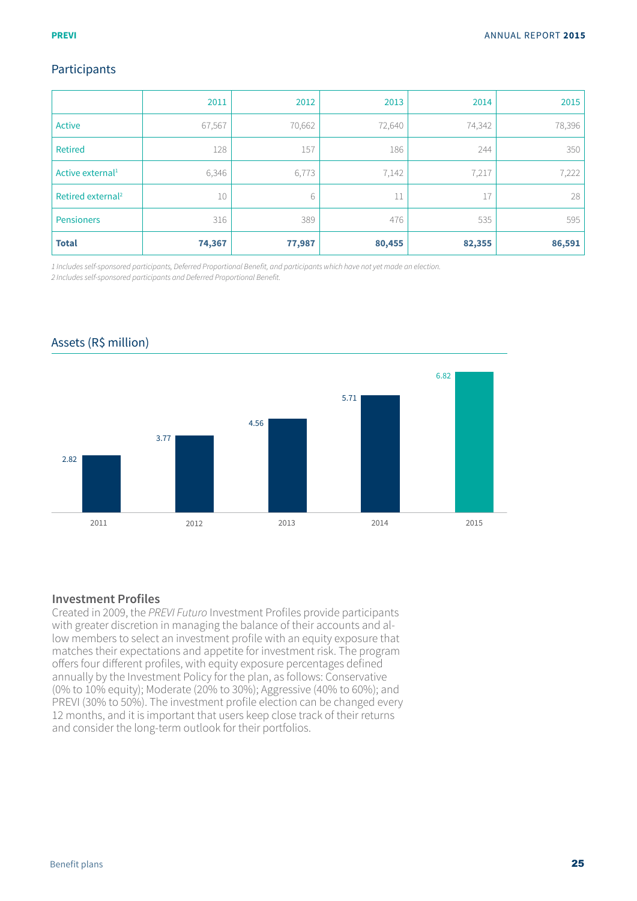## Participants

| | 2011 | 2012 | 2013 | 2014 | 2015 |
|---|---|---|---|---|---|
| Active | 67,567 | 70,662 | 72,640 | 74,342 | 78,396 |
| Retired | 128 | 157 | 186 | 244 | 350 |
| Active external[1] | 6,346 | 6,773 | 7,142 | 7,217 | 7,222 |
| Retired external[2] | 10 | 6 | 11 | 17 | 28 |
| Pensioners | 316 | 389 | 476 | 535 | 595 |
| **Total** | **74,367** | **77,987** | **80,455** | **82,355** | **86,591** |

*1 Includes self-sponsored participants, Deferred Proportional Benefit, and participants which have not yet made an election.*
*2 Includes self-sponsored participants and Deferred Proportional Benefit.*

## Assets (R$ million)

| 2011 | 2012 | 2013 | 2014 | 2015 |
|---|---|---|---|---|
| 2.82 | 3.77 | 4.56 | 5.71 | 6.82 |

### Investment Profiles

Created in 2009, the *PREVI Futuro* Investment Profiles provide participants with greater discretion in managing the balance of their accounts and allow members to select an investment profile with an equity exposure that matches their expectations and appetite for investment risk. The program offers four different profiles, with equity exposure percentages defined annually by the Investment Policy for the plan, as follows: Conservative (0% to 10% equity); Moderate (20% to 30%); Aggressive (40% to 60%); and PREVI (30% to 50%). The investment profile election can be changed every 12 months, and it is important that users keep close track of their returns and consider the long-term outlook for their portfolios.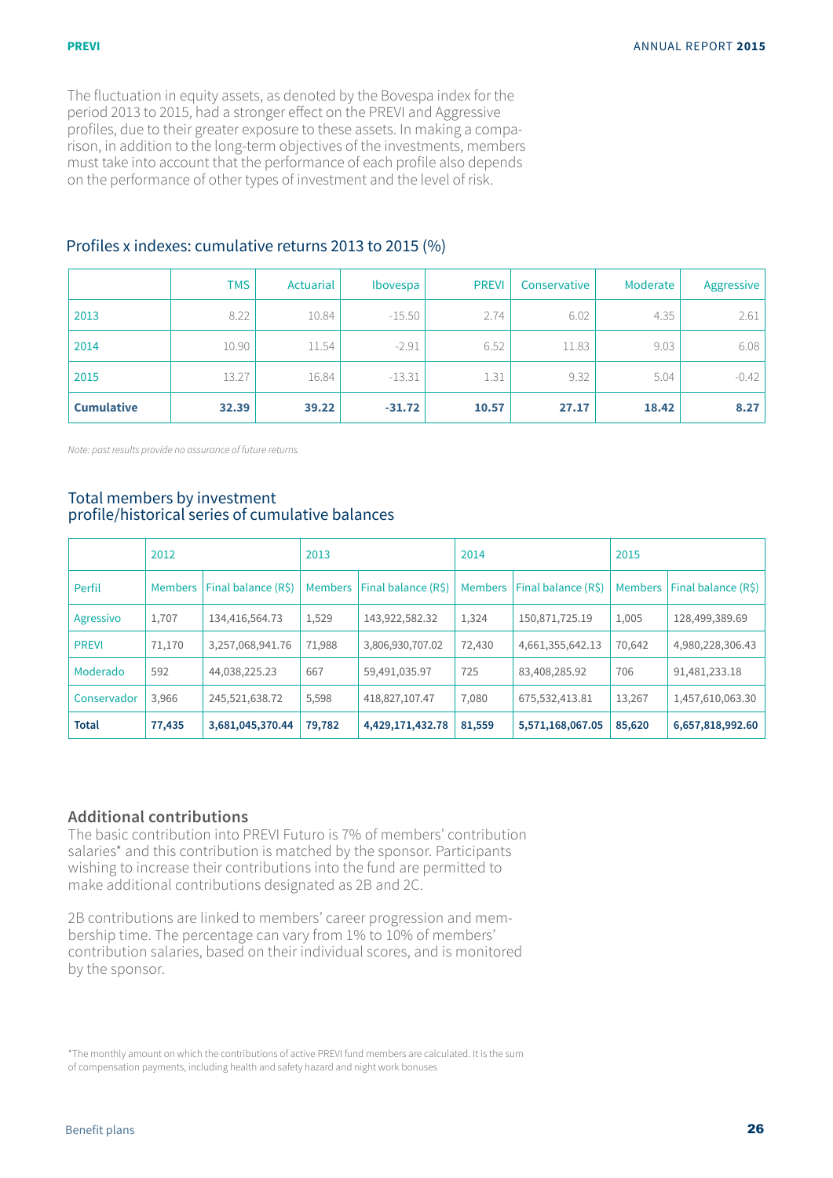The fluctuation in equity assets, as denoted by the Bovespa index for the period 2013 to 2015, had a stronger effect on the PREVI and Aggressive profiles, due to their greater exposure to these assets. In making a comparison, in addition to the long-term objectives of the investments, members must take into account that the performance of each profile also depends on the performance of other types of investment and the level of risk.

## Profiles x indexes: cumulative returns 2013 to 2015 (%)

| | TMS | Actuarial | Ibovespa | PREVI | Conservative | Moderate | Aggressive |
|---|---|---|---|---|---|---|---|
| 2013 | 8.22 | 10.84 | -15.50 | 2.74 | 6.02 | 4.35 | 2.61 |
| 2014 | 10.90 | 11.54 | -2.91 | 6.52 | 11.83 | 9.03 | 6.08 |
| 2015 | 13.27 | 16.84 | -13.31 | 1.31 | 9.32 | 5.04 | -0.42 |
| **Cumulative** | **32.39** | **39.22** | **-31.72** | **10.57** | **27.17** | **18.42** | **8.27** |

*Note: past results provide no assurance of future returns.*

## Total members by investment profile/historical series of cumulative balances

| | 2012 | | 2013 | | 2014 | | 2015 | |
|---|---|---|---|---|---|---|---|---|
| Perfil | Members | Final balance (R$) | Members | Final balance (R$) | Members | Final balance (R$) | Members | Final balance (R$) |
| Agressivo | 1,707 | 134,416,564.73 | 1,529 | 143,922,582.32 | 1,324 | 150,871,725.19 | 1,005 | 128,499,389.69 |
| PREVI | 71,170 | 3,257,068,941.76 | 71,988 | 3,806,930,707.02 | 72,430 | 4,661,355,642.13 | 70,642 | 4,980,228,306.43 |
| Moderado | 592 | 44,038,225.23 | 667 | 59,491,035.97 | 725 | 83,408,285.92 | 706 | 91,481,233.18 |
| Conservador | 3,966 | 245,521,638.72 | 5,598 | 418,827,107.47 | 7,080 | 675,532,413.81 | 13,267 | 1,457,610,063.30 |
| **Total** | **77,435** | **3,681,045,370.44** | **79,782** | **4,429,171,432.78** | **81,559** | **5,571,168,067.05** | **85,620** | **6,657,818,992.60** |

### Additional contributions

The basic contribution into PREVI Futuro is 7% of members' contribution salaries* and this contribution is matched by the sponsor. Participants wishing to increase their contributions into the fund are permitted to make additional contributions designated as 2B and 2C.

2B contributions are linked to members' career progression and membership time. The percentage can vary from 1% to 10% of members' contribution salaries, based on their individual scores, and is monitored by the sponsor.

*The monthly amount on which the contributions of active PREVI fund members are calculated. It is the sum of compensation payments, including health and safety hazard and night work bonuses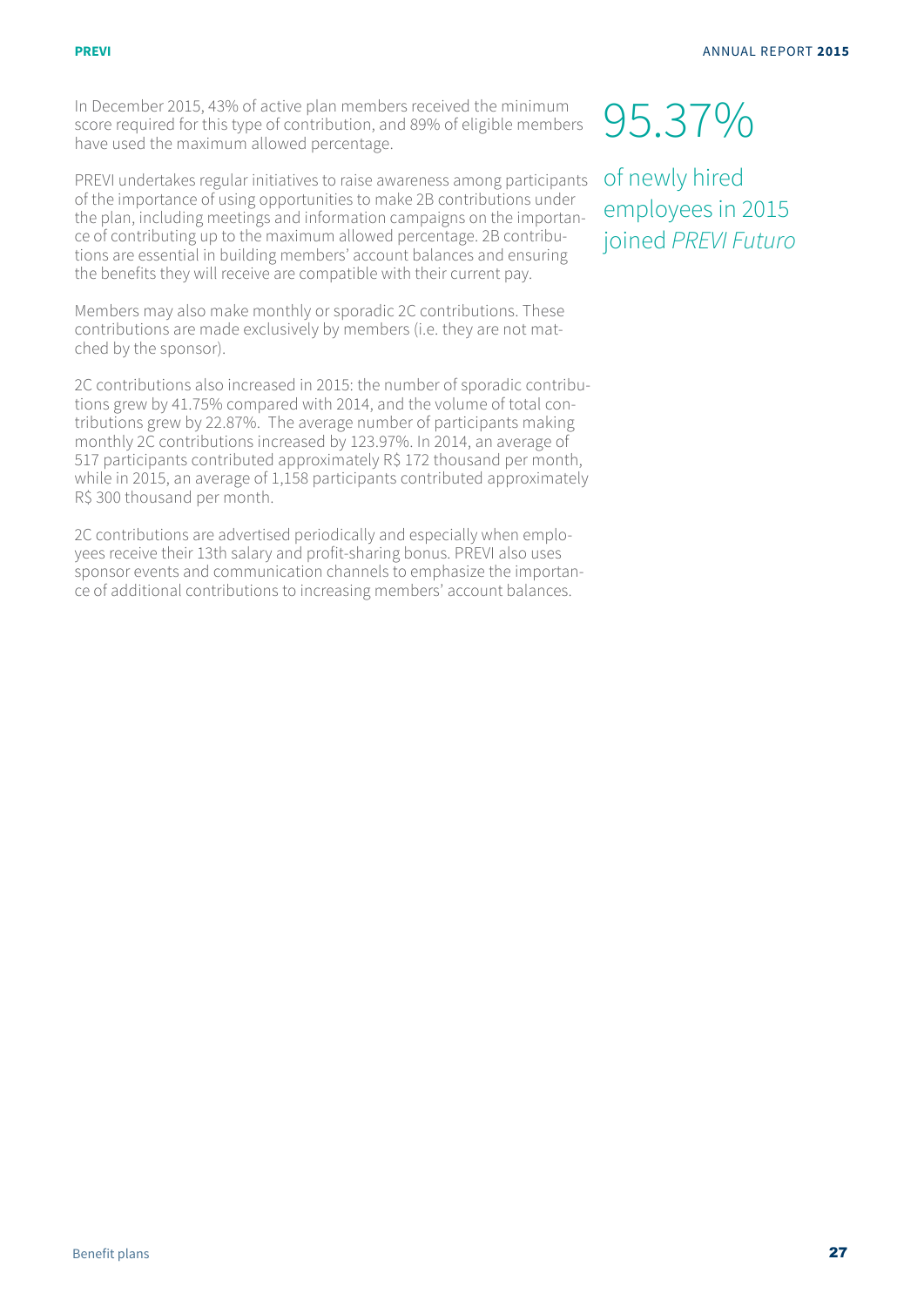In December 2015, 43% of active plan members received the minimum score required for this type of contribution, and 89% of eligible members have used the maximum allowed percentage.

PREVI undertakes regular initiatives to raise awareness among participants of the importance of using opportunities to make 2B contributions under the plan, including meetings and information campaigns on the importance of contributing up to the maximum allowed percentage. 2B contributions are essential in building members' account balances and ensuring the benefits they will receive are compatible with their current pay.

Members may also make monthly or sporadic 2C contributions. These contributions are made exclusively by members (i.e. they are not matched by the sponsor).

2C contributions also increased in 2015: the number of sporadic contributions grew by 41.75% compared with 2014, and the volume of total contributions grew by 22.87%. The average number of participants making monthly 2C contributions increased by 123.97%. In 2014, an average of 517 participants contributed approximately R$ 172 thousand per month, while in 2015, an average of 1,158 participants contributed approximately R$ 300 thousand per month.

2C contributions are advertised periodically and especially when employees receive their 13th salary and profit-sharing bonus. PREVI also uses sponsor events and communication channels to emphasize the importance of additional contributions to increasing members' account balances.

**95.37%**

of newly hired employees in 2015 joined *PREVI Futuro*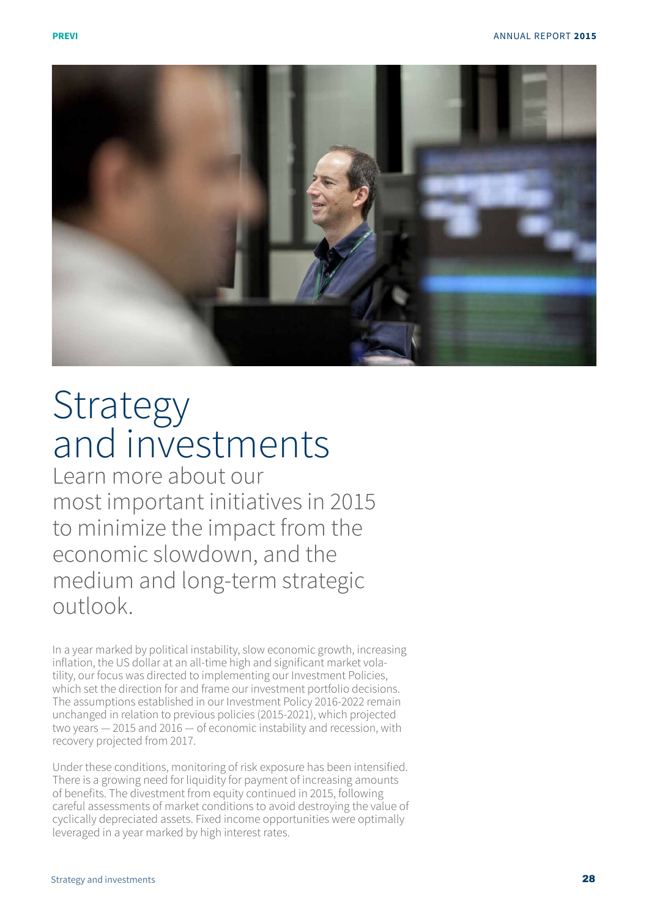# Strategy and investments

Learn more about our most important initiatives in 2015 to minimize the impact from the economic slowdown, and the medium and long-term strategic outlook.

In a year marked by political instability, slow economic growth, increasing inflation, the US dollar at an all-time high and significant market volatility, our focus was directed to implementing our Investment Policies, which set the direction for and frame our investment portfolio decisions. The assumptions established in our Investment Policy 2016-2022 remain unchanged in relation to previous policies (2015-2021), which projected two years — 2015 and 2016 — of economic instability and recession, with recovery projected from 2017.

Under these conditions, monitoring of risk exposure has been intensified. There is a growing need for liquidity for payment of increasing amounts of benefits. The divestment from equity continued in 2015, following careful assessments of market conditions to avoid destroying the value of cyclically depreciated assets. Fixed income opportunities were optimally leveraged in a year marked by high interest rates.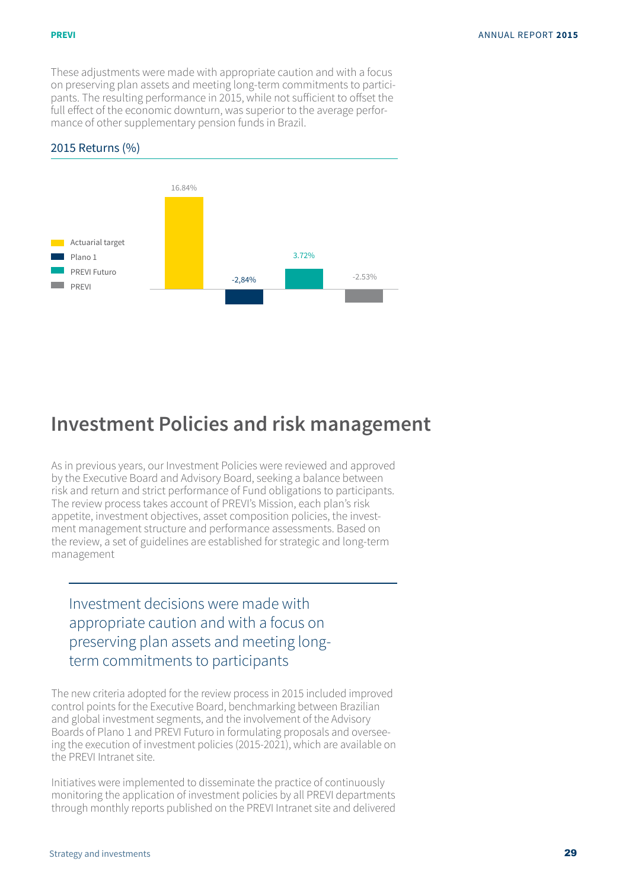These adjustments were made with appropriate caution and with a focus on preserving plan assets and meeting long-term commitments to participants. The resulting performance in 2015, while not sufficient to offset the full effect of the economic downturn, was superior to the average performance of other supplementary pension funds in Brazil.

### 2015 Returns (%)

| | Return |
|---|---|
| Actuarial target | 16.84% |
| Plano 1 | -2,84% |
| PREVI Futuro | 3.72% |
| PREVI | -2.53% |

## Investment Policies and risk management

As in previous years, our Investment Policies were reviewed and approved by the Executive Board and Advisory Board, seeking a balance between risk and return and strict performance of Fund obligations to participants. The review process takes account of PREVI's Mission, each plan's risk appetite, investment objectives, asset composition policies, the investment management structure and performance assessments. Based on the review, a set of guidelines are established for strategic and long-term management

> Investment decisions were made with appropriate caution and with a focus on preserving plan assets and meeting long-term commitments to participants

The new criteria adopted for the review process in 2015 included improved control points for the Executive Board, benchmarking between Brazilian and global investment segments, and the involvement of the Advisory Boards of Plano 1 and PREVI Futuro in formulating proposals and overseeing the execution of investment policies (2015-2021), which are available on the PREVI Intranet site.

Initiatives were implemented to disseminate the practice of continuously monitoring the application of investment policies by all PREVI departments through monthly reports published on the PREVI Intranet site and delivered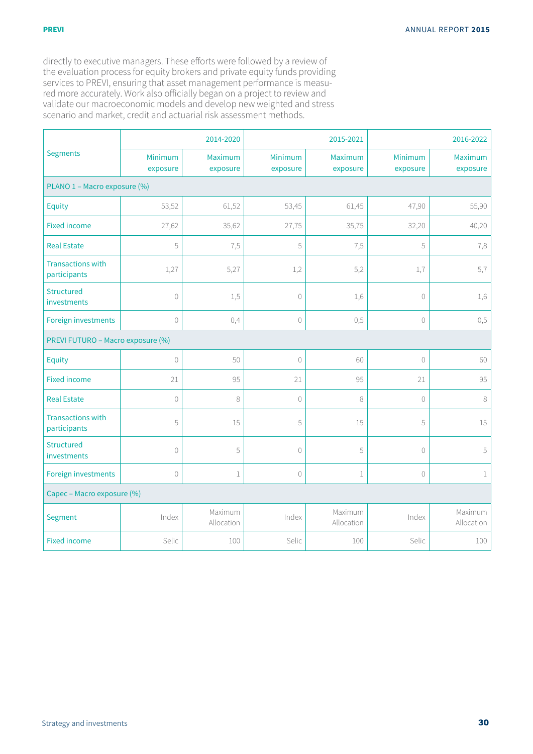directly to executive managers. These efforts were followed by a review of the evaluation process for equity brokers and private equity funds providing services to PREVI, ensuring that asset management performance is measured more accurately. Work also officially began on a project to review and validate our macroeconomic models and develop new weighted and stress scenario and market, credit and actuarial risk assessment methods.

| Segments | 2014-2020 | | 2015-2021 | | 2016-2022 | |
|---|---|---|---|---|---|---|
| | Minimum exposure | Maximum exposure | Minimum exposure | Maximum exposure | Minimum exposure | Maximum exposure |
| PLANO 1 – Macro exposure (%) | | | | | | |
| Equity | 53,52 | 61,52 | 53,45 | 61,45 | 47,90 | 55,90 |
| Fixed income | 27,62 | 35,62 | 27,75 | 35,75 | 32,20 | 40,20 |
| Real Estate | 5 | 7,5 | 5 | 7,5 | 5 | 7,8 |
| Transactions with participants | 1,27 | 5,27 | 1,2 | 5,2 | 1,7 | 5,7 |
| Structured investments | 0 | 1,5 | 0 | 1,6 | 0 | 1,6 |
| Foreign investments | 0 | 0,4 | 0 | 0,5 | 0 | 0,5 |
| PREVI FUTURO – Macro exposure (%) | | | | | | |
| Equity | 0 | 50 | 0 | 60 | 0 | 60 |
| Fixed income | 21 | 95 | 21 | 95 | 21 | 95 |
| Real Estate | 0 | 8 | 0 | 8 | 0 | 8 |
| Transactions with participants | 5 | 15 | 5 | 15 | 5 | 15 |
| Structured investments | 0 | 5 | 0 | 5 | 0 | 5 |
| Foreign investments | 0 | 1 | 0 | 1 | 0 | 1 |
| Capec – Macro exposure (%) | | | | | | |
| Segment | Index | Maximum Allocation | Index | Maximum Allocation | Index | Maximum Allocation |
| Fixed income | Selic | 100 | Selic | 100 | Selic | 100 |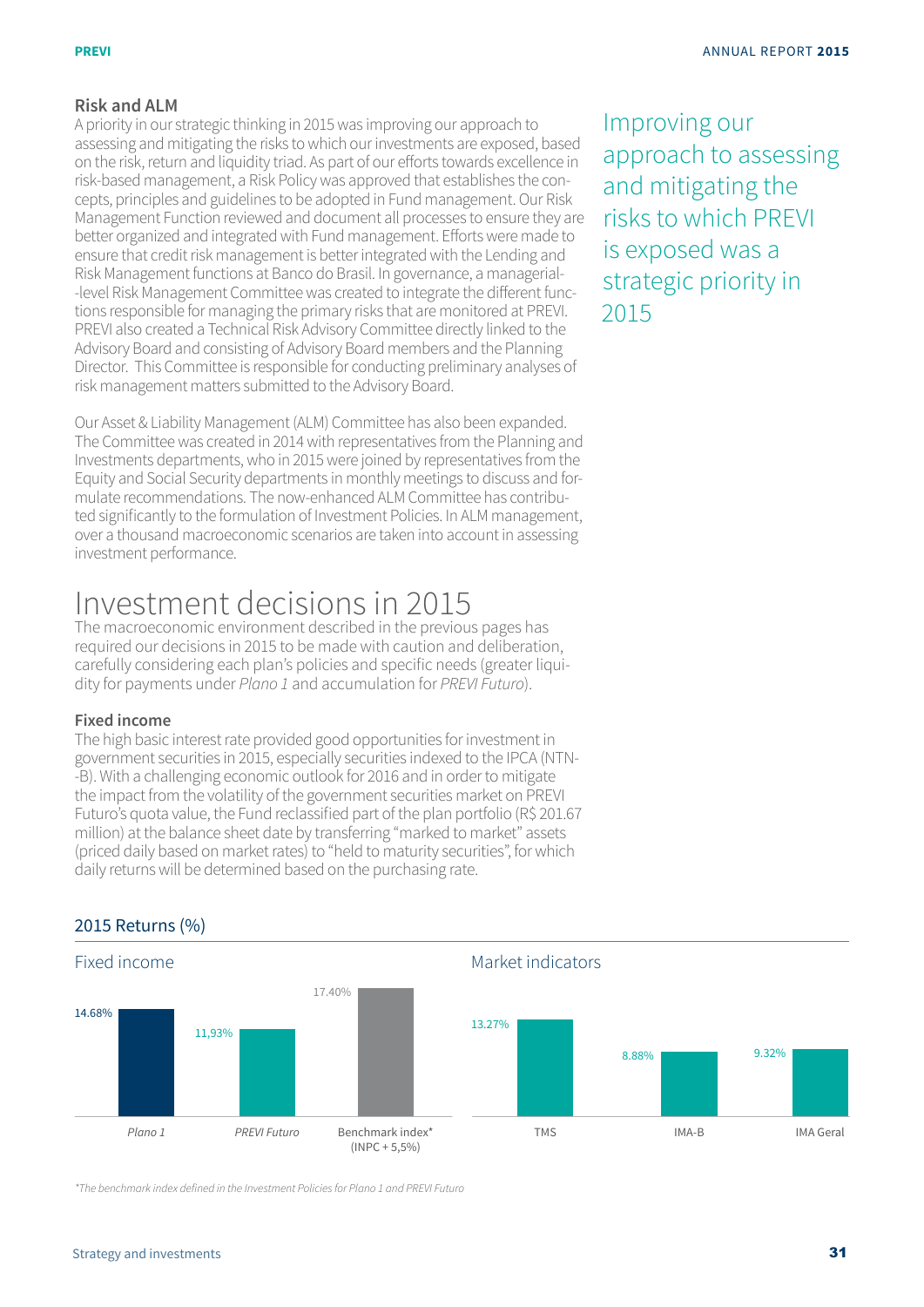## Risk and ALM

A priority in our strategic thinking in 2015 was improving our approach to assessing and mitigating the risks to which our investments are exposed, based on the risk, return and liquidity triad. As part of our efforts towards excellence in risk-based management, a Risk Policy was approved that establishes the concepts, principles and guidelines to be adopted in Fund management. Our Risk Management Function reviewed and document all processes to ensure they are better organized and integrated with Fund management. Efforts were made to ensure that credit risk management is better integrated with the Lending and Risk Management functions at Banco do Brasil. In governance, a managerial-level Risk Management Committee was created to integrate the different functions responsible for managing the primary risks that are monitored at PREVI. PREVI also created a Technical Risk Advisory Committee directly linked to the Advisory Board and consisting of Advisory Board members and the Planning Director. This Committee is responsible for conducting preliminary analyses of risk management matters submitted to the Advisory Board.

Our Asset & Liability Management (ALM) Committee has also been expanded. The Committee was created in 2014 with representatives from the Planning and Investments departments, who in 2015 were joined by representatives from the Equity and Social Security departments in monthly meetings to discuss and formulate recommendations. The now-enhanced ALM Committee has contributed significantly to the formulation of Investment Policies. In ALM management, over a thousand macroeconomic scenarios are taken into account in assessing investment performance.

Improving our approach to assessing and mitigating the risks to which PREVI is exposed was a strategic priority in 2015

# Investment decisions in 2015

The macroeconomic environment described in the previous pages has required our decisions in 2015 to be made with caution and deliberation, carefully considering each plan's policies and specific needs (greater liquidity for payments under *Plano 1* and accumulation for *PREVI Futuro*).

### Fixed income

The high basic interest rate provided good opportunities for investment in government securities in 2015, especially securities indexed to the IPCA (NTN-B). With a challenging economic outlook for 2016 and in order to mitigate the impact from the volatility of the government securities market on PREVI Futuro's quota value, the Fund reclassified part of the plan portfolio (R$ 201.67 million) at the balance sheet date by transferring "marked to market" assets (priced daily based on market rates) to "held to maturity securities", for which daily returns will be determined based on the purchasing rate.

## 2015 Returns (%)

**Fixed income**

| | Return |
|---|---|
| *Plano 1* | 14.68% |
| *PREVI Futuro* | 11,93% |
| Benchmark index* (INPC + 5,5%) | 17.40% |

**Market indicators**

| | Return |
|---|---|
| TMS | 13.27% |
| IMA-B | 8.88% |
| IMA Geral | 9.32% |

*\*The benchmark index defined in the Investment Policies for Plano 1 and PREVI Futuro*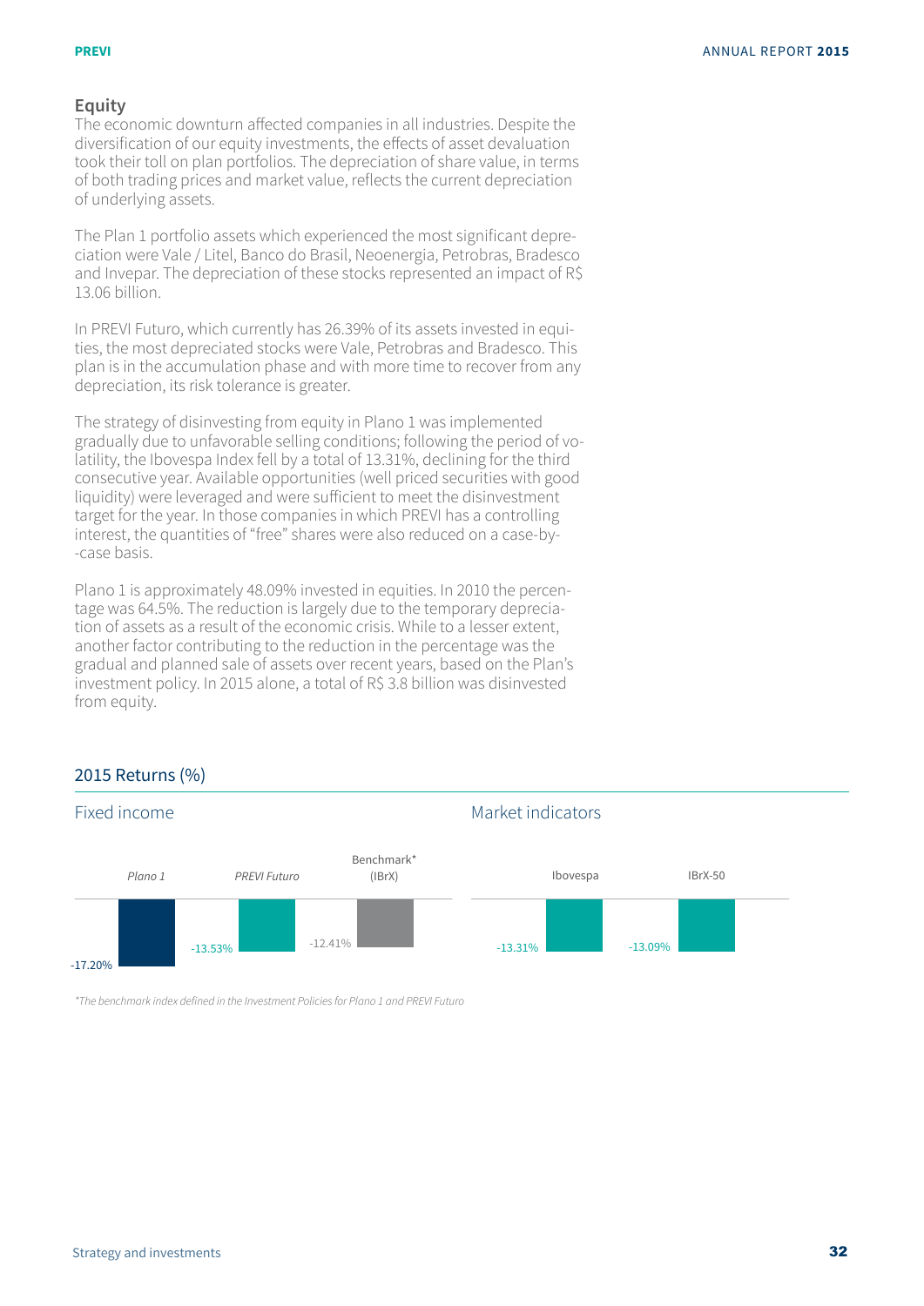## Equity

The economic downturn affected companies in all industries. Despite the diversification of our equity investments, the effects of asset devaluation took their toll on plan portfolios. The depreciation of share value, in terms of both trading prices and market value, reflects the current depreciation of underlying assets.

The Plan 1 portfolio assets which experienced the most significant depreciation were Vale / Litel, Banco do Brasil, Neoenergia, Petrobras, Bradesco and Invepar. The depreciation of these stocks represented an impact of R$ 13.06 billion.

In PREVI Futuro, which currently has 26.39% of its assets invested in equities, the most depreciated stocks were Vale, Petrobras and Bradesco. This plan is in the accumulation phase and with more time to recover from any depreciation, its risk tolerance is greater.

The strategy of disinvesting from equity in Plano 1 was implemented gradually due to unfavorable selling conditions; following the period of volatility, the Ibovespa Index fell by a total of 13.31%, declining for the third consecutive year. Available opportunities (well priced securities with good liquidity) were leveraged and were sufficient to meet the disinvestment target for the year. In those companies in which PREVI has a controlling interest, the quantities of "free" shares were also reduced on a case-by-case basis.

Plano 1 is approximately 48.09% invested in equities. In 2010 the percentage was 64.5%. The reduction is largely due to the temporary depreciation of assets as a result of the economic crisis. While to a lesser extent, another factor contributing to the reduction in the percentage was the gradual and planned sale of assets over recent years, based on the Plan's investment policy. In 2015 alone, a total of R$ 3.8 billion was disinvested from equity.

### 2015 Returns (%)

**Fixed income**

| Plano 1 | PREVI Futuro | Benchmark* (IBrX) |
|---|---|---|
| -17.20% | -13.53% | -12.41% |

**Market indicators**

| Ibovespa | IBrX-50 |
|---|---|
| -13.31% | -13.09% |

*The benchmark index defined in the Investment Policies for Plano 1 and PREVI Futuro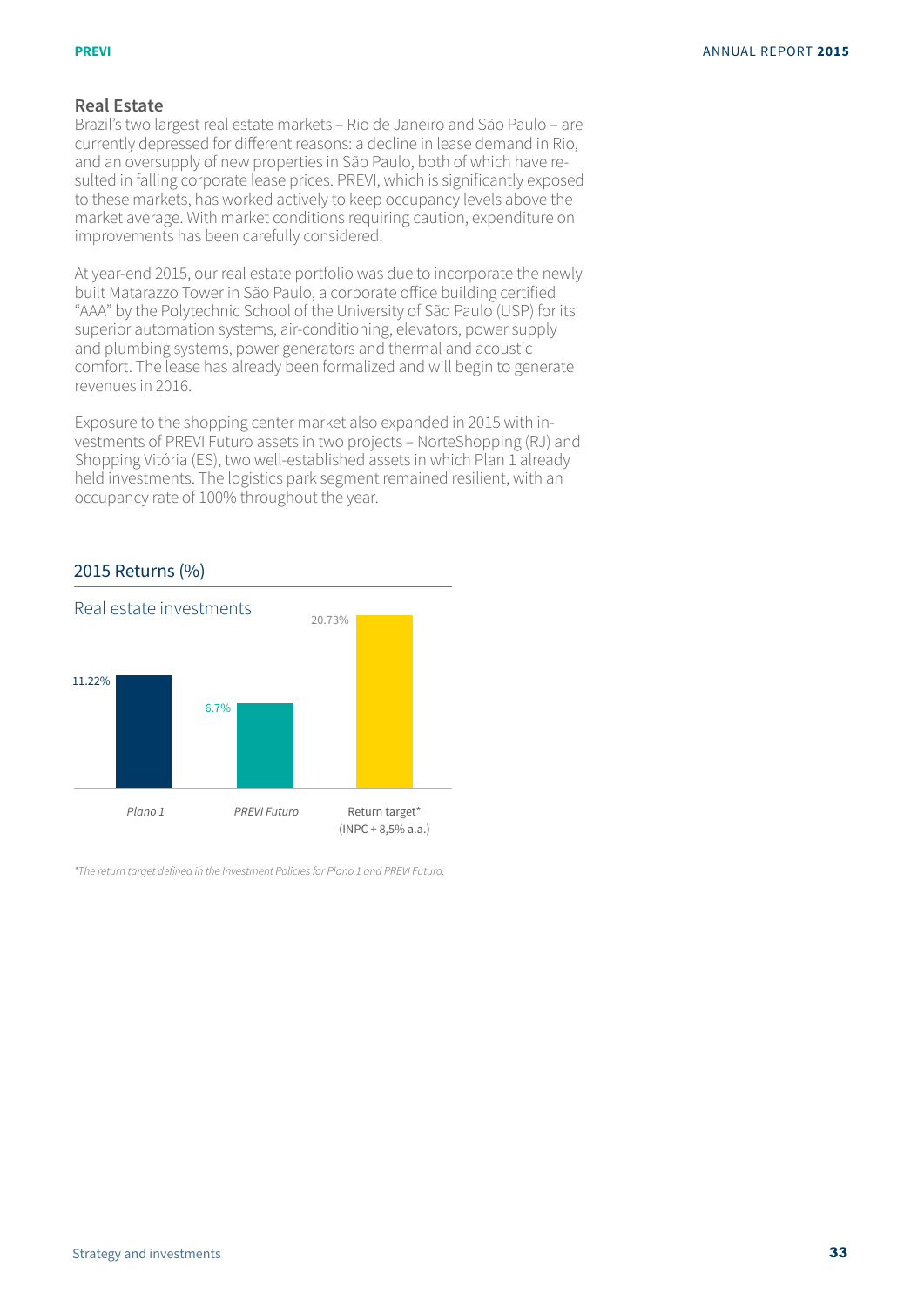## Real Estate

Brazil's two largest real estate markets – Rio de Janeiro and São Paulo – are currently depressed for different reasons: a decline in lease demand in Rio, and an oversupply of new properties in São Paulo, both of which have resulted in falling corporate lease prices. PREVI, which is significantly exposed to these markets, has worked actively to keep occupancy levels above the market average. With market conditions requiring caution, expenditure on improvements has been carefully considered.

At year-end 2015, our real estate portfolio was due to incorporate the newly built Matarazzo Tower in São Paulo, a corporate office building certified "AAA" by the Polytechnic School of the University of São Paulo (USP) for its superior automation systems, air-conditioning, elevators, power supply and plumbing systems, power generators and thermal and acoustic comfort. The lease has already been formalized and will begin to generate revenues in 2016.

Exposure to the shopping center market also expanded in 2015 with investments of PREVI Futuro assets in two projects – NorteShopping (RJ) and Shopping Vitória (ES), two well-established assets in which Plan 1 already held investments. The logistics park segment remained resilient, with an occupancy rate of 100% throughout the year.

### 2015 Returns (%)

Real estate investments

| | Return (%) |
|---|---|
| *Plano 1* | 11.22% |
| *PREVI Futuro* | 6.7% |
| Return target* (INPC + 8,5% a.a.) | 20.73% |

*\*The return target defined in the Investment Policies for Plano 1 and PREVI Futuro.*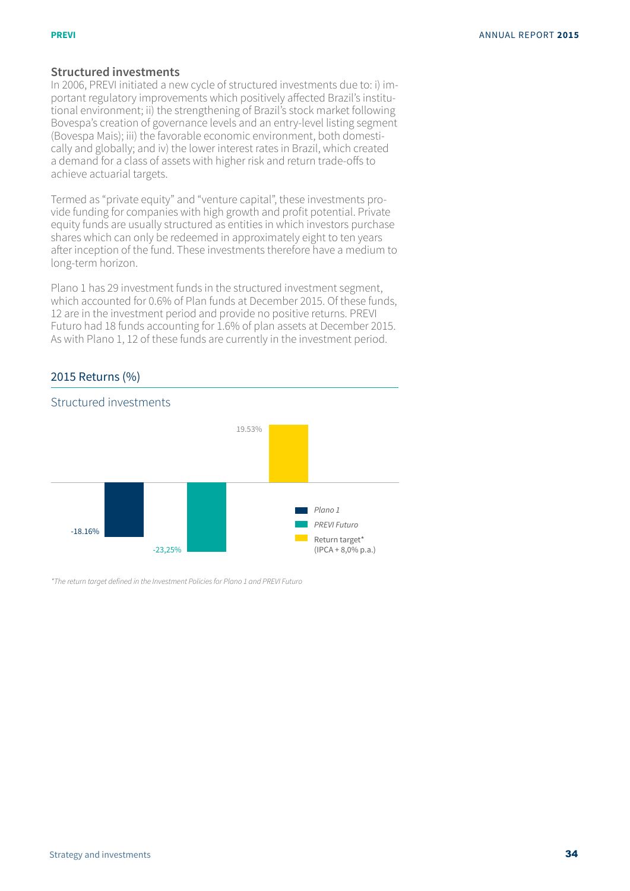## Structured investments

In 2006, PREVI initiated a new cycle of structured investments due to: i) important regulatory improvements which positively affected Brazil's institutional environment; ii) the strengthening of Brazil's stock market following Bovespa's creation of governance levels and an entry-level listing segment (Bovespa Mais); iii) the favorable economic environment, both domestically and globally; and iv) the lower interest rates in Brazil, which created a demand for a class of assets with higher risk and return trade-offs to achieve actuarial targets.

Termed as "private equity" and "venture capital", these investments provide funding for companies with high growth and profit potential. Private equity funds are usually structured as entities in which investors purchase shares which can only be redeemed in approximately eight to ten years after inception of the fund. These investments therefore have a medium to long-term horizon.

Plano 1 has 29 investment funds in the structured investment segment, which accounted for 0.6% of Plan funds at December 2015. Of these funds, 12 are in the investment period and provide no positive returns. PREVI Futuro had 18 funds accounting for 1.6% of plan assets at December 2015. As with Plano 1, 12 of these funds are currently in the investment period.

### 2015 Returns (%)

#### Structured investments

| | Return |
|---|---|
| *Plano 1* | -18.16% |
| *PREVI Futuro* | -23,25% |
| Return target* (IPCA + 8,0% p.a.) | 19.53% |

*\*The return target defined in the Investment Policies for Plano 1 and PREVI Futuro*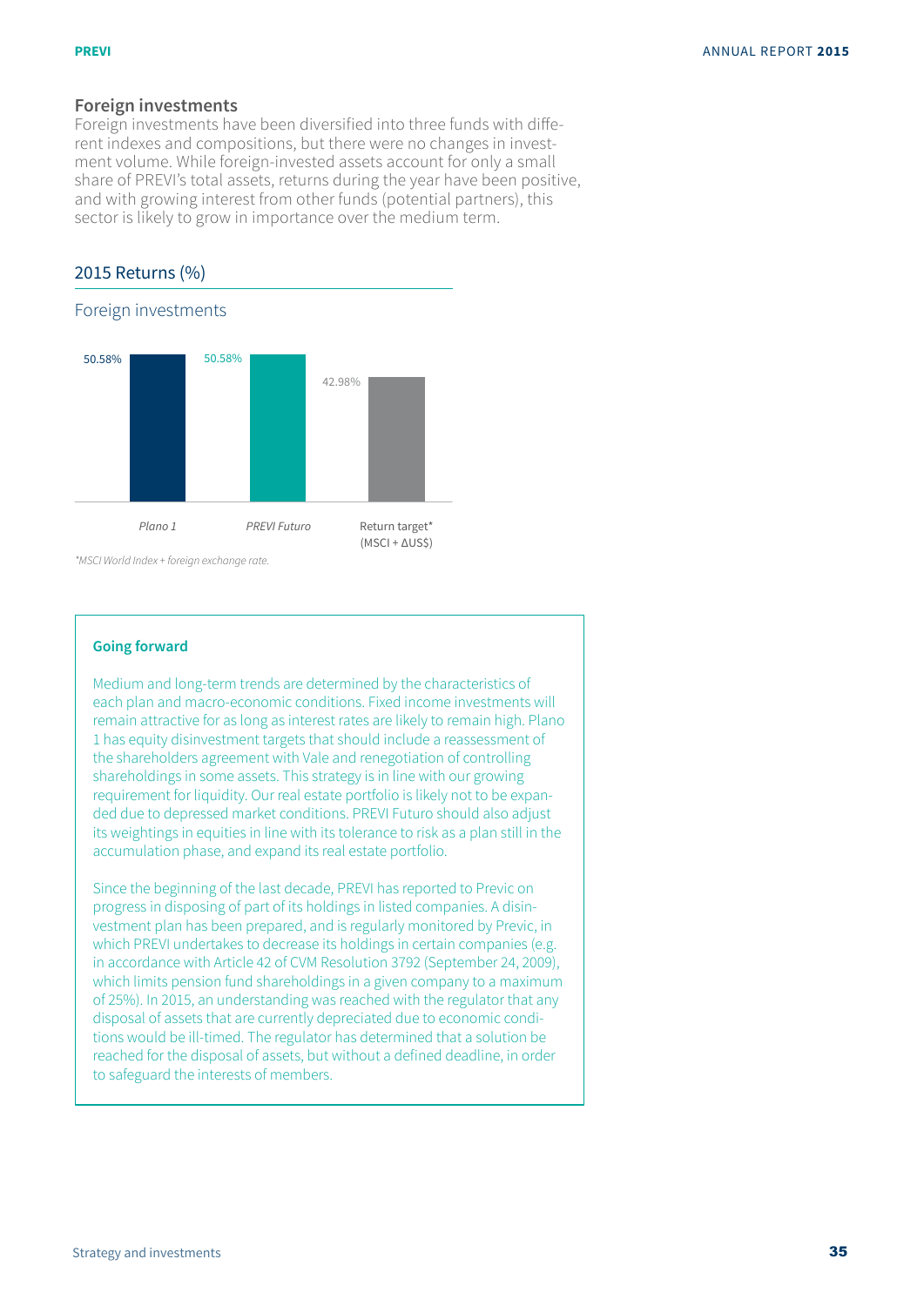## Foreign investments

Foreign investments have been diversified into three funds with different indexes and compositions, but there were no changes in investment volume. While foreign-invested assets account for only a small share of PREVI's total assets, returns during the year have been positive, and with growing interest from other funds (potential partners), this sector is likely to grow in importance over the medium term.

### 2015 Returns (%)

Foreign investments

| | Return (%) |
|---|---|
| *Plano 1* | 50.58% |
| *PREVI Futuro* | 50.58% |
| Return target* (MSCI + ΔUS$) | 42.98% |

*\*MSCI World Index + foreign exchange rate.*

**Going forward**

Medium and long-term trends are determined by the characteristics of each plan and macro-economic conditions. Fixed income investments will remain attractive for as long as interest rates are likely to remain high. Plano 1 has equity disinvestment targets that should include a reassessment of the shareholders agreement with Vale and renegotiation of controlling shareholdings in some assets. This strategy is in line with our growing requirement for liquidity. Our real estate portfolio is likely not to be expanded due to depressed market conditions. PREVI Futuro should also adjust its weightings in equities in line with its tolerance to risk as a plan still in the accumulation phase, and expand its real estate portfolio.

Since the beginning of the last decade, PREVI has reported to Previc on progress in disposing of part of its holdings in listed companies. A disinvestment plan has been prepared, and is regularly monitored by Previc, in which PREVI undertakes to decrease its holdings in certain companies (e.g. in accordance with Article 42 of CVM Resolution 3792 (September 24, 2009), which limits pension fund shareholdings in a given company to a maximum of 25%). In 2015, an understanding was reached with the regulator that any disposal of assets that are currently depreciated due to economic conditions would be ill-timed. The regulator has determined that a solution be reached for the disposal of assets, but without a defined deadline, in order to safeguard the interests of members.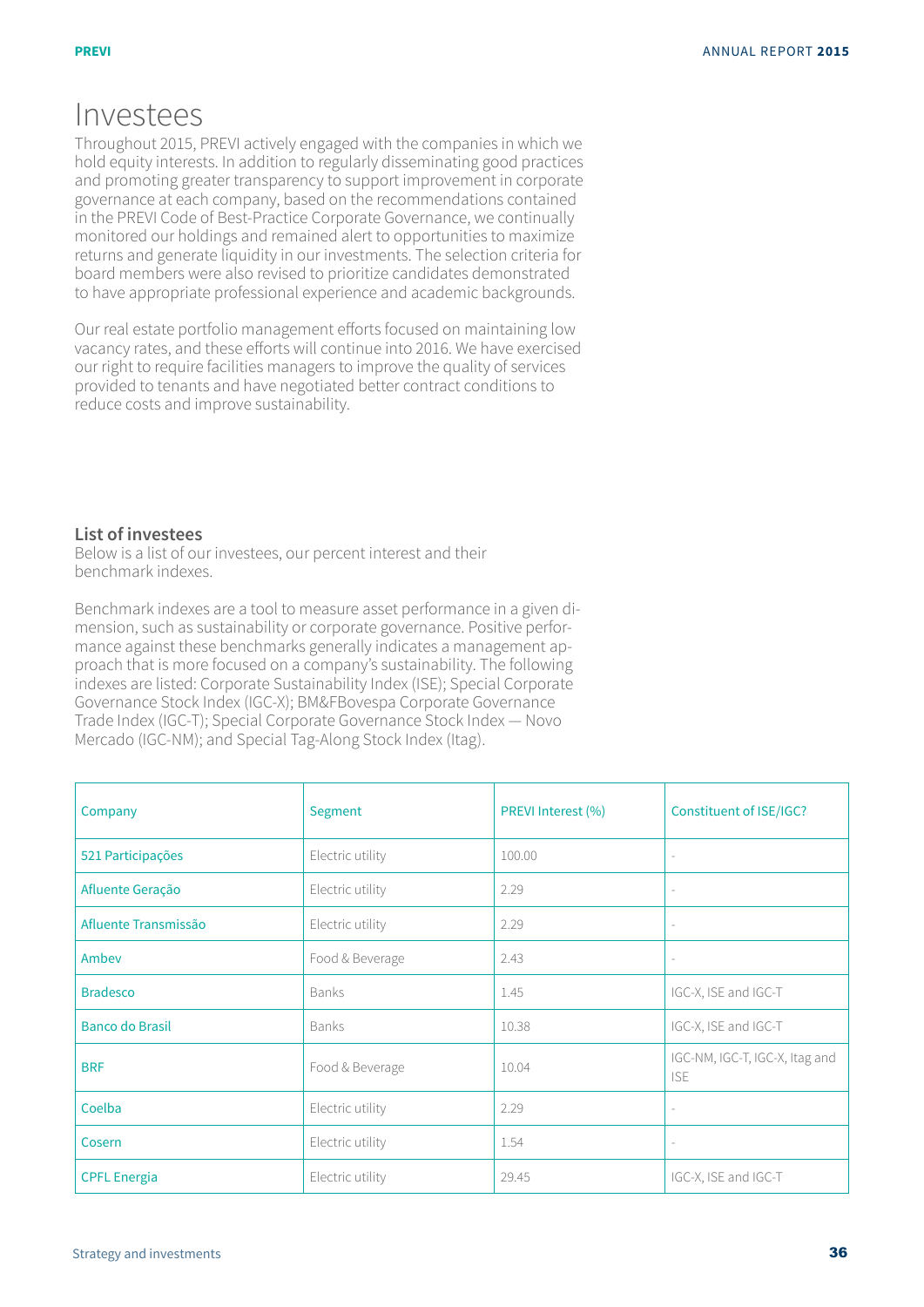# Investees

Throughout 2015, PREVI actively engaged with the companies in which we hold equity interests. In addition to regularly disseminating good practices and promoting greater transparency to support improvement in corporate governance at each company, based on the recommendations contained in the PREVI Code of Best-Practice Corporate Governance, we continually monitored our holdings and remained alert to opportunities to maximize returns and generate liquidity in our investments. The selection criteria for board members were also revised to prioritize candidates demonstrated to have appropriate professional experience and academic backgrounds.

Our real estate portfolio management efforts focused on maintaining low vacancy rates, and these efforts will continue into 2016. We have exercised our right to require facilities managers to improve the quality of services provided to tenants and have negotiated better contract conditions to reduce costs and improve sustainability.

### List of investees

Below is a list of our investees, our percent interest and their benchmark indexes.

Benchmark indexes are a tool to measure asset performance in a given dimension, such as sustainability or corporate governance. Positive performance against these benchmarks generally indicates a management approach that is more focused on a company's sustainability. The following indexes are listed: Corporate Sustainability Index (ISE); Special Corporate Governance Stock Index (IGC-X); BM&FBovespa Corporate Governance Trade Index (IGC-T); Special Corporate Governance Stock Index — Novo Mercado (IGC-NM); and Special Tag-Along Stock Index (Itag).

| Company | Segment | PREVI Interest (%) | Constituent of ISE/IGC? |
|---|---|---|---|
| 521 Participações | Electric utility | 100.00 | - |
| Afluente Geração | Electric utility | 2.29 | - |
| Afluente Transmissão | Electric utility | 2.29 | - |
| Ambev | Food & Beverage | 2.43 | - |
| Bradesco | Banks | 1.45 | IGC-X, ISE and IGC-T |
| Banco do Brasil | Banks | 10.38 | IGC-X, ISE and IGC-T |
| BRF | Food & Beverage | 10.04 | IGC-NM, IGC-T, IGC-X, Itag and ISE |
| Coelba | Electric utility | 2.29 | - |
| Cosern | Electric utility | 1.54 | - |
| CPFL Energia | Electric utility | 29.45 | IGC-X, ISE and IGC-T |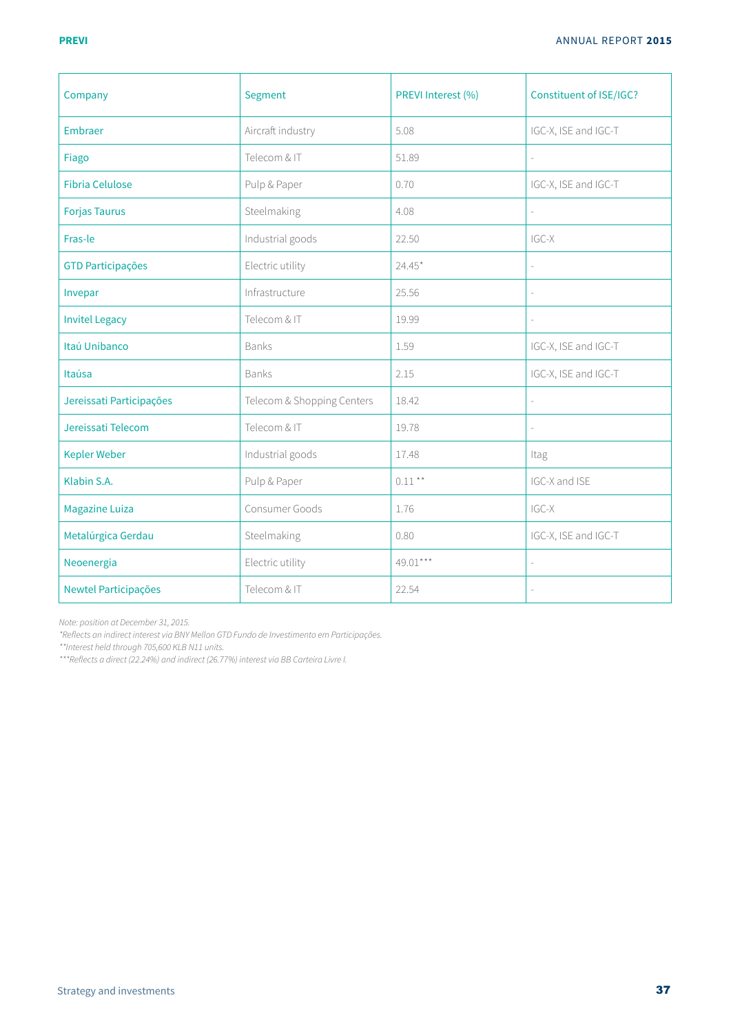| Company | Segment | PREVI Interest (%) | Constituent of ISE/IGC? |
|---|---|---|---|
| Embraer | Aircraft industry | 5.08 | IGC-X, ISE and IGC-T |
| Fiago | Telecom & IT | 51.89 | - |
| Fibria Celulose | Pulp & Paper | 0.70 | IGC-X, ISE and IGC-T |
| Forjas Taurus | Steelmaking | 4.08 | - |
| Fras-le | Industrial goods | 22.50 | IGC-X |
| GTD Participações | Electric utility | 24.45* | - |
| Invepar | Infrastructure | 25.56 | - |
| Invitel Legacy | Telecom & IT | 19.99 | - |
| Itaú Unibanco | Banks | 1.59 | IGC-X, ISE and IGC-T |
| Itaúsa | Banks | 2.15 | IGC-X, ISE and IGC-T |
| Jereissati Participações | Telecom & Shopping Centers | 18.42 | - |
| Jereissati Telecom | Telecom & IT | 19.78 | - |
| Kepler Weber | Industrial goods | 17.48 | Itag |
| Klabin S.A. | Pulp & Paper | 0.11 ** | IGC-X and ISE |
| Magazine Luiza | Consumer Goods | 1.76 | IGC-X |
| Metalúrgica Gerdau | Steelmaking | 0.80 | IGC-X, ISE and IGC-T |
| Neoenergia | Electric utility | 49.01*** | - |
| Newtel Participações | Telecom & IT | 22.54 | - |

*Note: position at December 31, 2015.*
*\*Reflects an indirect interest via BNY Mellon GTD Fundo de Investimento em Participações.*
*\*\*Interest held through 705,600 KLB N11 units.*
*\*\*\*Reflects a direct (22.24%) and indirect (26.77%) interest via BB Carteira Livre I.*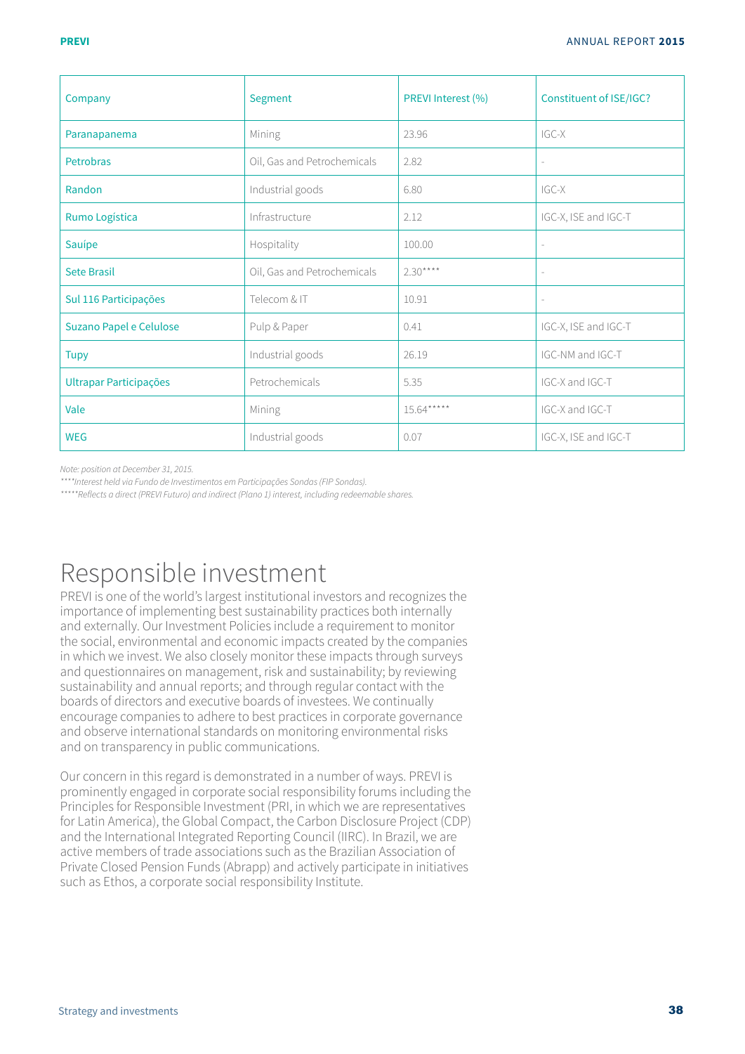| Company | Segment | PREVI Interest (%) | Constituent of ISE/IGC? |
|---|---|---|---|
| Paranapanema | Mining | 23.96 | IGC-X |
| Petrobras | Oil, Gas and Petrochemicals | 2.82 | - |
| Randon | Industrial goods | 6.80 | IGC-X |
| Rumo Logística | Infrastructure | 2.12 | IGC-X, ISE and IGC-T |
| Sauípe | Hospitality | 100.00 | - |
| Sete Brasil | Oil, Gas and Petrochemicals | 2.30**** | - |
| Sul 116 Participações | Telecom & IT | 10.91 | - |
| Suzano Papel e Celulose | Pulp & Paper | 0.41 | IGC-X, ISE and IGC-T |
| Tupy | Industrial goods | 26.19 | IGC-NM and IGC-T |
| Ultrapar Participações | Petrochemicals | 5.35 | IGC-X and IGC-T |
| Vale | Mining | 15.64***** | IGC-X and IGC-T |
| WEG | Industrial goods | 0.07 | IGC-X, ISE and IGC-T |

*Note: position at December 31, 2015.*

*\*\*\*\*Interest held via Fundo de Investimentos em Participações Sondas (FIP Sondas).*

*\*\*\*\*\*Reflects a direct (PREVI Futuro) and indirect (Plano 1) interest, including redeemable shares.*

# Responsible investment

PREVI is one of the world's largest institutional investors and recognizes the importance of implementing best sustainability practices both internally and externally. Our Investment Policies include a requirement to monitor the social, environmental and economic impacts created by the companies in which we invest. We also closely monitor these impacts through surveys and questionnaires on management, risk and sustainability; by reviewing sustainability and annual reports; and through regular contact with the boards of directors and executive boards of investees. We continually encourage companies to adhere to best practices in corporate governance and observe international standards on monitoring environmental risks and on transparency in public communications.

Our concern in this regard is demonstrated in a number of ways. PREVI is prominently engaged in corporate social responsibility forums including the Principles for Responsible Investment (PRI, in which we are representatives for Latin America), the Global Compact, the Carbon Disclosure Project (CDP) and the International Integrated Reporting Council (IIRC). In Brazil, we are active members of trade associations such as the Brazilian Association of Private Closed Pension Funds (Abrapp) and actively participate in initiatives such as Ethos, a corporate social responsibility Institute.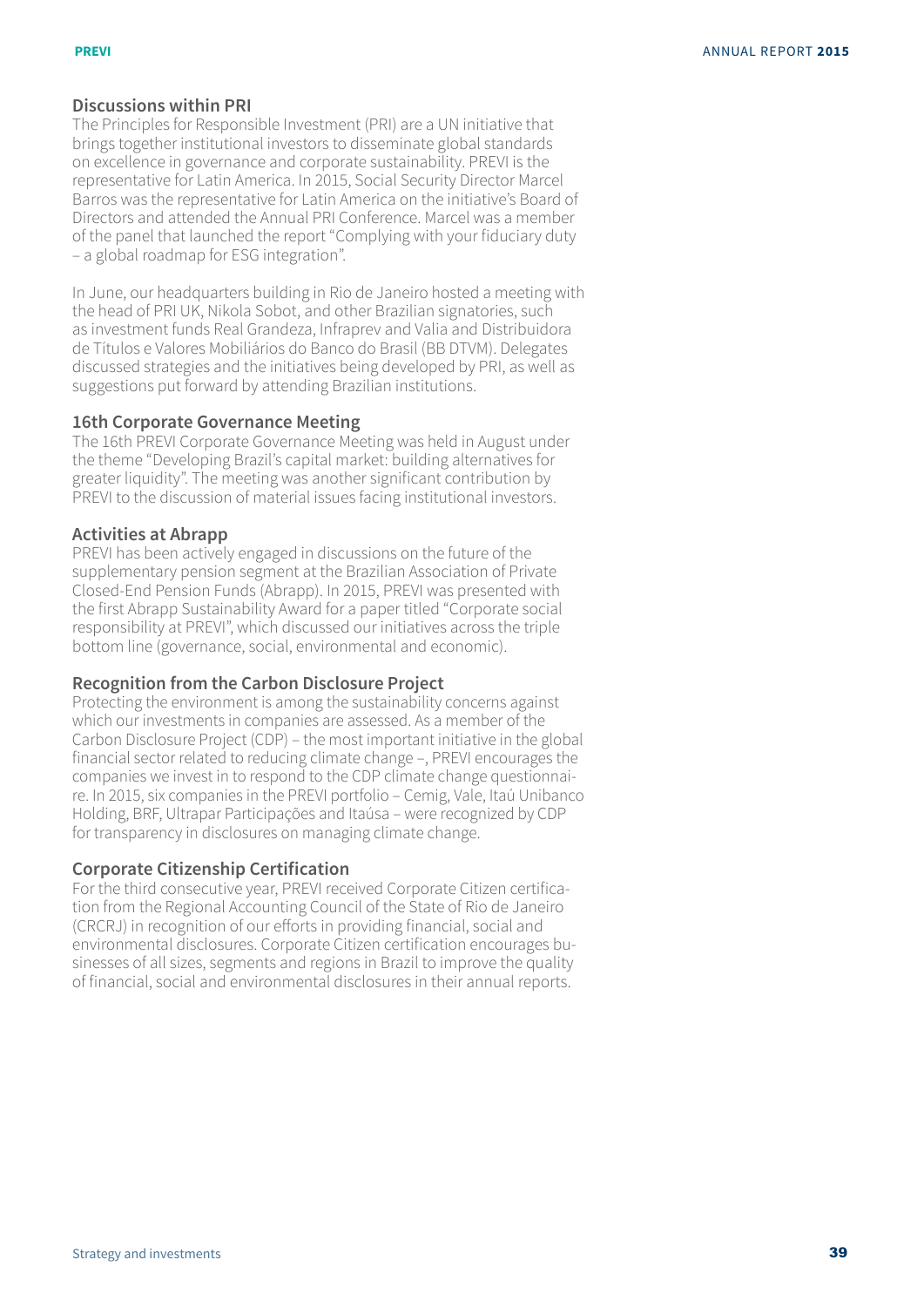### Discussions within PRI

The Principles for Responsible Investment (PRI) are a UN initiative that brings together institutional investors to disseminate global standards on excellence in governance and corporate sustainability. PREVI is the representative for Latin America. In 2015, Social Security Director Marcel Barros was the representative for Latin America on the initiative's Board of Directors and attended the Annual PRI Conference. Marcel was a member of the panel that launched the report "Complying with your fiduciary duty – a global roadmap for ESG integration".

In June, our headquarters building in Rio de Janeiro hosted a meeting with the head of PRI UK, Nikola Sobot, and other Brazilian signatories, such as investment funds Real Grandeza, Infraprev and Valia and Distribuidora de Títulos e Valores Mobiliários do Banco do Brasil (BB DTVM). Delegates discussed strategies and the initiatives being developed by PRI, as well as suggestions put forward by attending Brazilian institutions.

### 16th Corporate Governance Meeting

The 16th PREVI Corporate Governance Meeting was held in August under the theme "Developing Brazil's capital market: building alternatives for greater liquidity". The meeting was another significant contribution by PREVI to the discussion of material issues facing institutional investors.

### Activities at Abrapp

PREVI has been actively engaged in discussions on the future of the supplementary pension segment at the Brazilian Association of Private Closed-End Pension Funds (Abrapp). In 2015, PREVI was presented with the first Abrapp Sustainability Award for a paper titled "Corporate social responsibility at PREVI", which discussed our initiatives across the triple bottom line (governance, social, environmental and economic).

### Recognition from the Carbon Disclosure Project

Protecting the environment is among the sustainability concerns against which our investments in companies are assessed. As a member of the Carbon Disclosure Project (CDP) – the most important initiative in the global financial sector related to reducing climate change –, PREVI encourages the companies we invest in to respond to the CDP climate change questionnaire. In 2015, six companies in the PREVI portfolio – Cemig, Vale, Itaú Unibanco Holding, BRF, Ultrapar Participações and Itaúsa – were recognized by CDP for transparency in disclosures on managing climate change.

### Corporate Citizenship Certification

For the third consecutive year, PREVI received Corporate Citizen certification from the Regional Accounting Council of the State of Rio de Janeiro (CRCRJ) in recognition of our efforts in providing financial, social and environmental disclosures. Corporate Citizen certification encourages businesses of all sizes, segments and regions in Brazil to improve the quality of financial, social and environmental disclosures in their annual reports.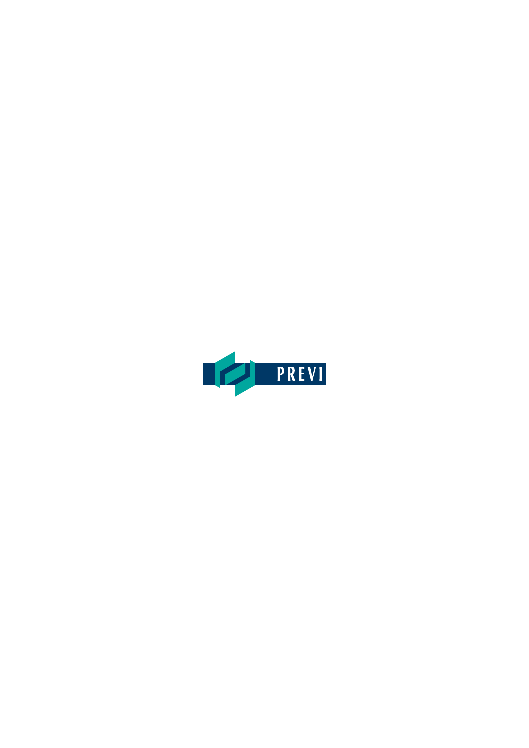PREVI